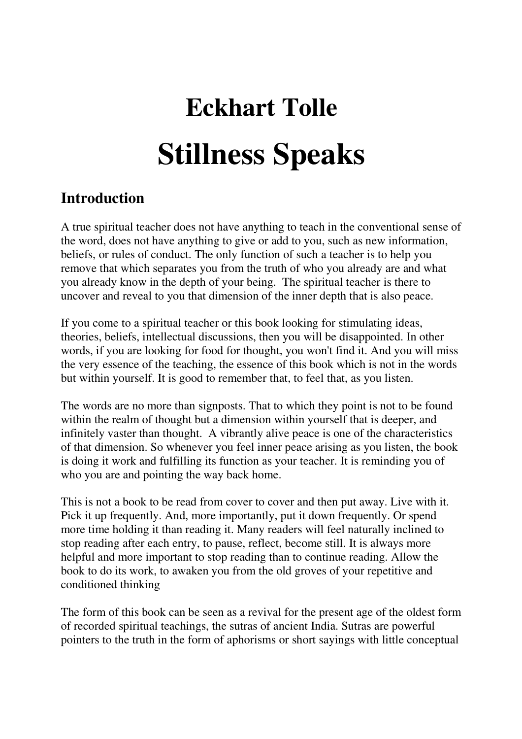# Eckhart Tolle

# Stillness Speaks

## Introduction

A true spiritual teacher does not have anything to teach in the conventional sense of the word, does not have anything to give or add to you, such as new information, beliefs, or rules of conduct. The only function of such a teacher is to help you remove that which separates you from the truth of who you already are and what you already know in the depth of your being. The spiritual teacher is there to uncover and reveal to you that dimension of the inner depth that is also peace.

If you come to a spiritual teacher or this book looking for stimulating ideas, theories, beliefs, intellectual discussions, then you will be disappointed. In other words, if you are looking for food for thought, you won't find it. And you will miss the very essence of the teaching, the essence of this book which is not in the words but within yourself. It is good to remember that, to feel that, as you listen.

The words are no more than signposts. That to which they point is not to be found within the realm of thought but a dimension within yourself that is deeper, and infinitely vaster than thought. A vibrantly alive peace is one of the characteristics of that dimension. So whenever you feel inner peace arising as you listen, the book is doing it work and fulfilling its function as your teacher. It is reminding you of who you are and pointing the way back home.

This is not a book to be read from cover to cover and then put away. Live with it. Pick it up frequently. And, more importantly, put it down frequently. Or spend more time holding it than reading it. Many readers will feel naturally inclined to stop reading after each entry, to pause, reflect, become still. It is always more helpful and more important to stop reading than to continue reading. Allow the book to do its work, to awaken you from the old groves of your repetitive and conditioned thinking

The form of this book can be seen as a revival for the present age of the oldest form of recorded spiritual teachings, the sutras of ancient India. Sutras are powerful pointers to the truth in the form of aphorisms or short sayings with little conceptual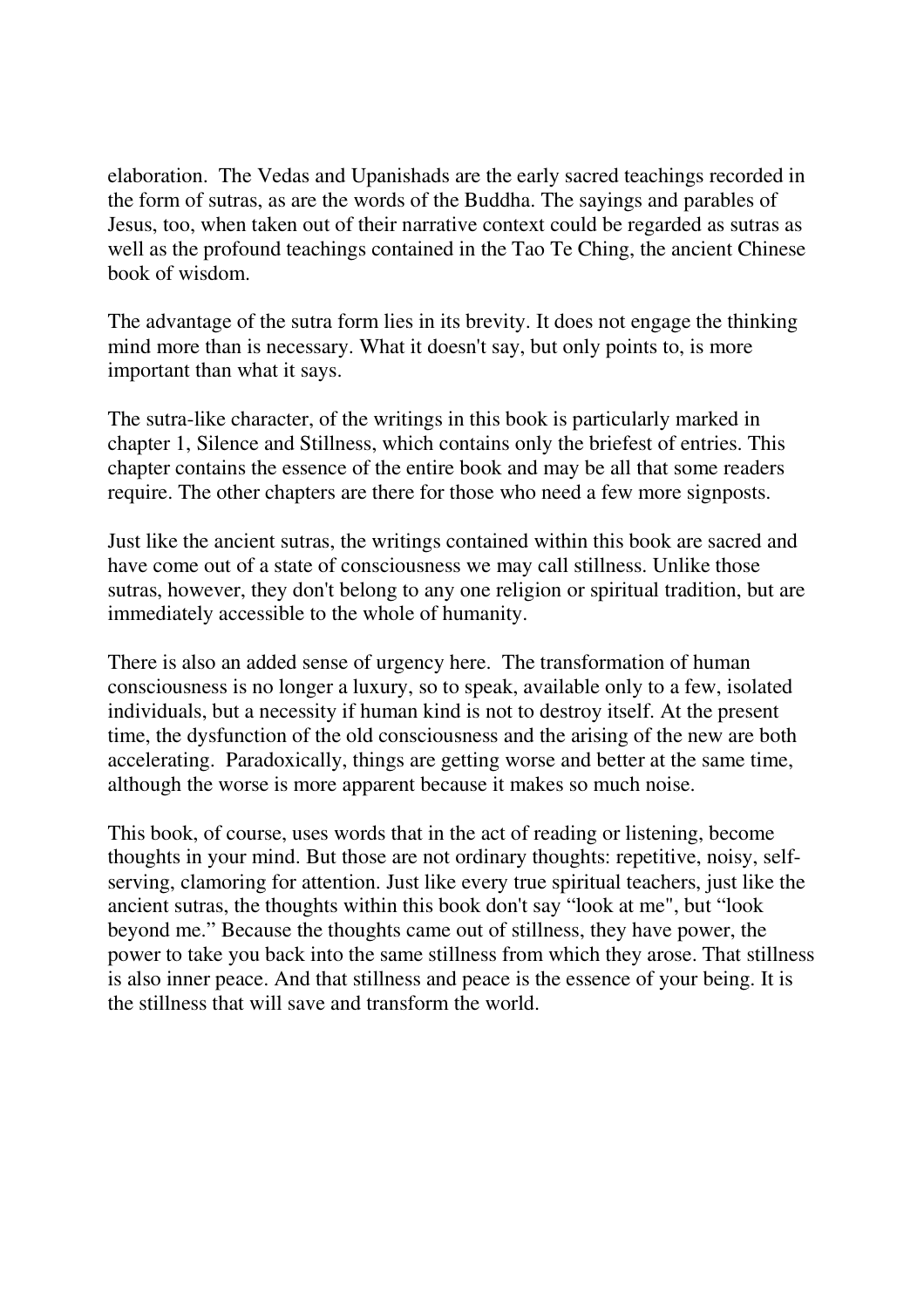elaboration. The Vedas and Upanishads are the early sacred teachings recorded in the form of sutras, as are the words of the Buddha. The sayings and parables of Jesus, too, when taken out of their narrative context could be regarded as sutras as well as the profound teachings contained in the Tao Te Ching, the ancient Chinese book of wisdom.

The advantage of the sutra form lies in its brevity. It does not engage the thinking mind more than is necessary. What it doesn't say, but only points to, is more important than what it says.

The sutra-like character, of the writings in this book is particularly marked in chapter 1, Silence and Stillness, which contains only the briefest of entries. This chapter contains the essence of the entire book and may be all that some readers require. The other chapters are there for those who need a few more signposts.

Just like the ancient sutras, the writings contained within this book are sacred and have come out of a state of consciousness we may call stillness. Unlike those sutras, however, they don't belong to any one religion or spiritual tradition, but are immediately accessible to the whole of humanity.

There is also an added sense of urgency here. The transformation of human consciousness is no longer a luxury, so to speak, available only to a few, isolated individuals, but a necessity if human kind is not to destroy itself. At the present time, the dysfunction of the old consciousness and the arising of the new are both accelerating. Paradoxically, things are getting worse and better at the same time, although the worse is more apparent because it makes so much noise.

This book, of course, uses words that in the act of reading or listening, become thoughts in your mind. But those are not ordinary thoughts: repetitive, noisy, self-serving, clamoring for attention. Just like every true spiritual teachers, just like the ancient sutras, the thoughts within this book don't say "look at me", but "look beyond me." Because the thoughts came out of stillness, they have power, the power to take you back into the same stillness from which they arose. That stillness is also inner peace. And that stillness and peace is the essence of your being. It is the stillness that will save and transform the world.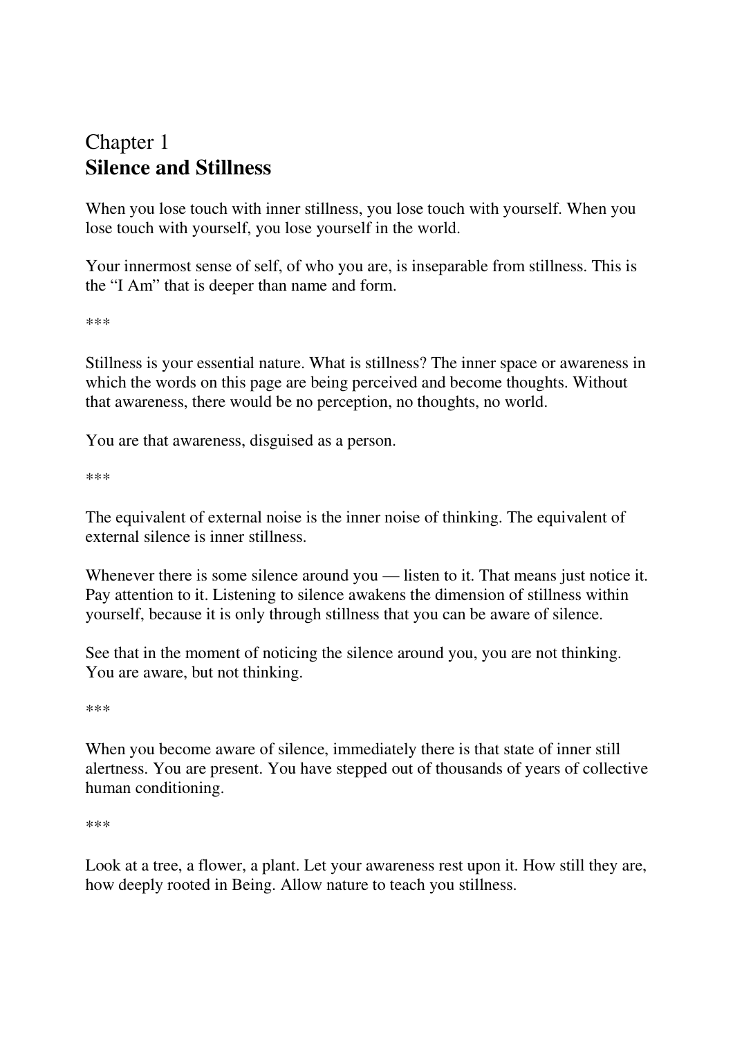# Chapter 1
## Silence and Stillness

When you lose touch with inner stillness, you lose touch with yourself. When you lose touch with yourself, you lose yourself in the world.

Your innermost sense of self, of who you are, is inseparable from stillness. This is the "I Am" that is deeper than name and form.

***

Stillness is your essential nature. What is stillness? The inner space or awareness in which the words on this page are being perceived and become thoughts. Without that awareness, there would be no perception, no thoughts, no world.

You are that awareness, disguised as a person.

***

The equivalent of external noise is the inner noise of thinking. The equivalent of external silence is inner stillness.

Whenever there is some silence around you — listen to it. That means just notice it. Pay attention to it. Listening to silence awakens the dimension of stillness within yourself, because it is only through stillness that you can be aware of silence.

See that in the moment of noticing the silence around you, you are not thinking. You are aware, but not thinking.

***

When you become aware of silence, immediately there is that state of inner still alertness. You are present. You have stepped out of thousands of years of collective human conditioning.

***

Look at a tree, a flower, a plant. Let your awareness rest upon it. How still they are, how deeply rooted in Being. Allow nature to teach you stillness.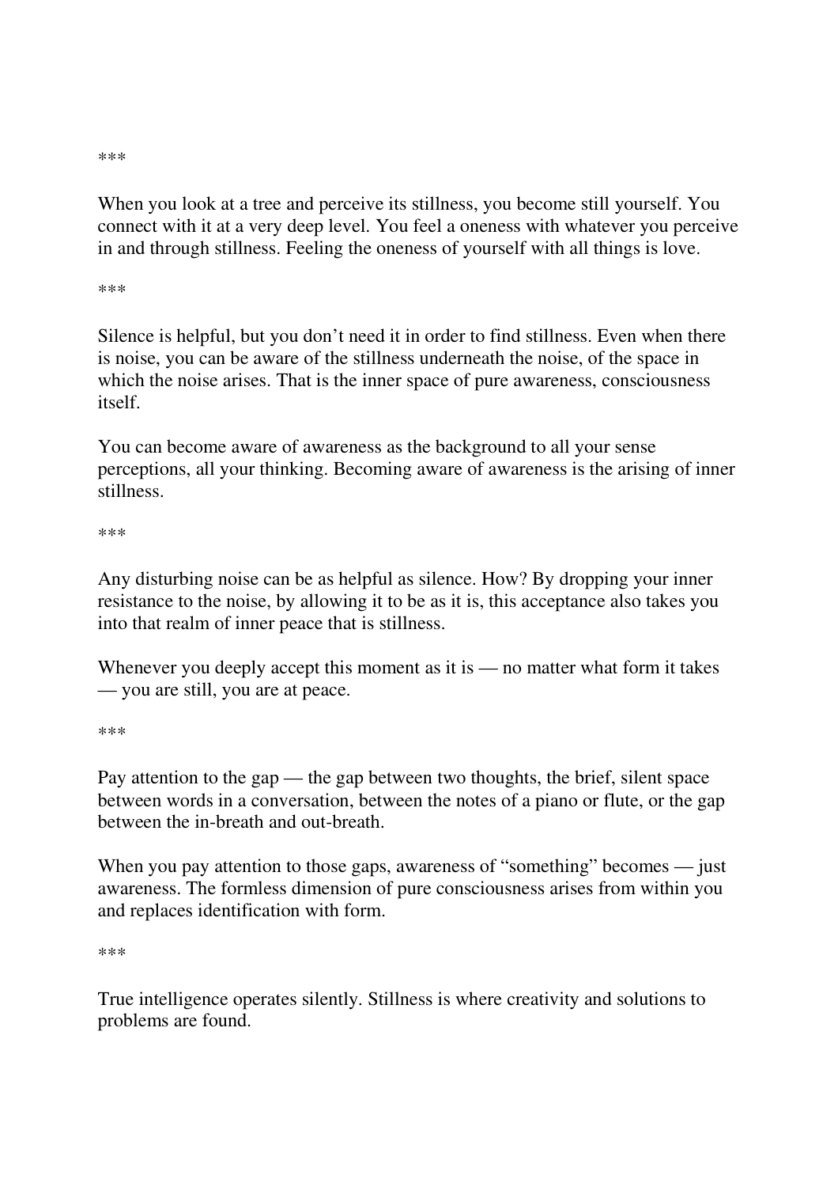\*\*\*

When you look at a tree and perceive its stillness, you become still yourself. You connect with it at a very deep level. You feel a oneness with whatever you perceive in and through stillness. Feeling the oneness of yourself with all things is love.

\*\*\*

Silence is helpful, but you don't need it in order to find stillness. Even when there is noise, you can be aware of the stillness underneath the noise, of the space in which the noise arises. That is the inner space of pure awareness, consciousness itself.

You can become aware of awareness as the background to all your sense perceptions, all your thinking. Becoming aware of awareness is the arising of inner stillness.

\*\*\*

Any disturbing noise can be as helpful as silence. How? By dropping your inner resistance to the noise, by allowing it to be as it is, this acceptance also takes you into that realm of inner peace that is stillness.

Whenever you deeply accept this moment as it is — no matter what form it takes — you are still, you are at peace.

\*\*\*

Pay attention to the gap — the gap between two thoughts, the brief, silent space between words in a conversation, between the notes of a piano or flute, or the gap between the in-breath and out-breath.

When you pay attention to those gaps, awareness of "something" becomes — just awareness. The formless dimension of pure consciousness arises from within you and replaces identification with form.

\*\*\*

True intelligence operates silently. Stillness is where creativity and solutions to problems are found.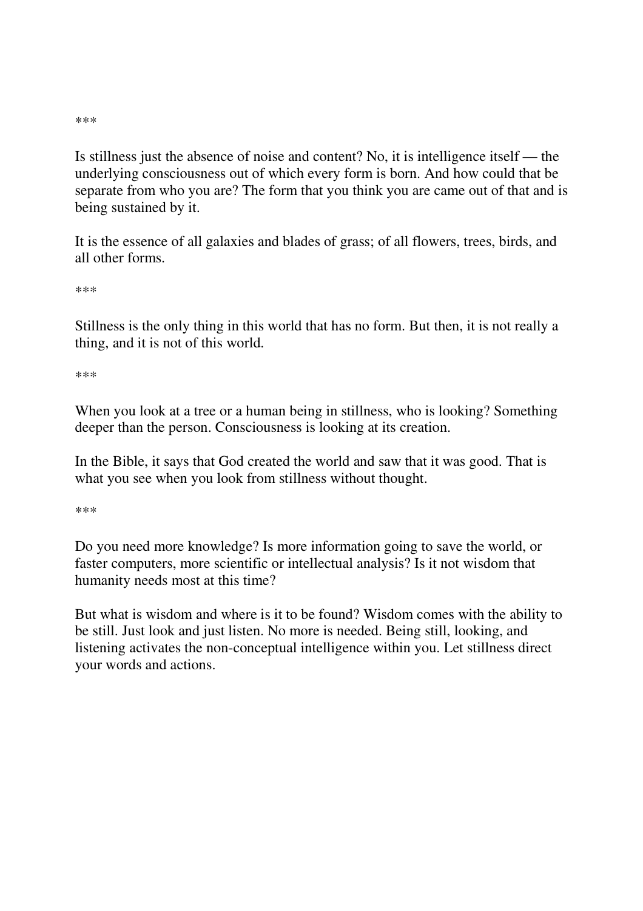***

Is stillness just the absence of noise and content? No, it is intelligence itself — the underlying consciousness out of which every form is born. And how could that be separate from who you are? The form that you think you are came out of that and is being sustained by it.

It is the essence of all galaxies and blades of grass; of all flowers, trees, birds, and all other forms.

***

Stillness is the only thing in this world that has no form. But then, it is not really a thing, and it is not of this world.

***

When you look at a tree or a human being in stillness, who is looking? Something deeper than the person. Consciousness is looking at its creation.

In the Bible, it says that God created the world and saw that it was good. That is what you see when you look from stillness without thought.

***

Do you need more knowledge? Is more information going to save the world, or faster computers, more scientific or intellectual analysis? Is it not wisdom that humanity needs most at this time?

But what is wisdom and where is it to be found? Wisdom comes with the ability to be still. Just look and just listen. No more is needed. Being still, looking, and listening activates the non-conceptual intelligence within you. Let stillness direct your words and actions.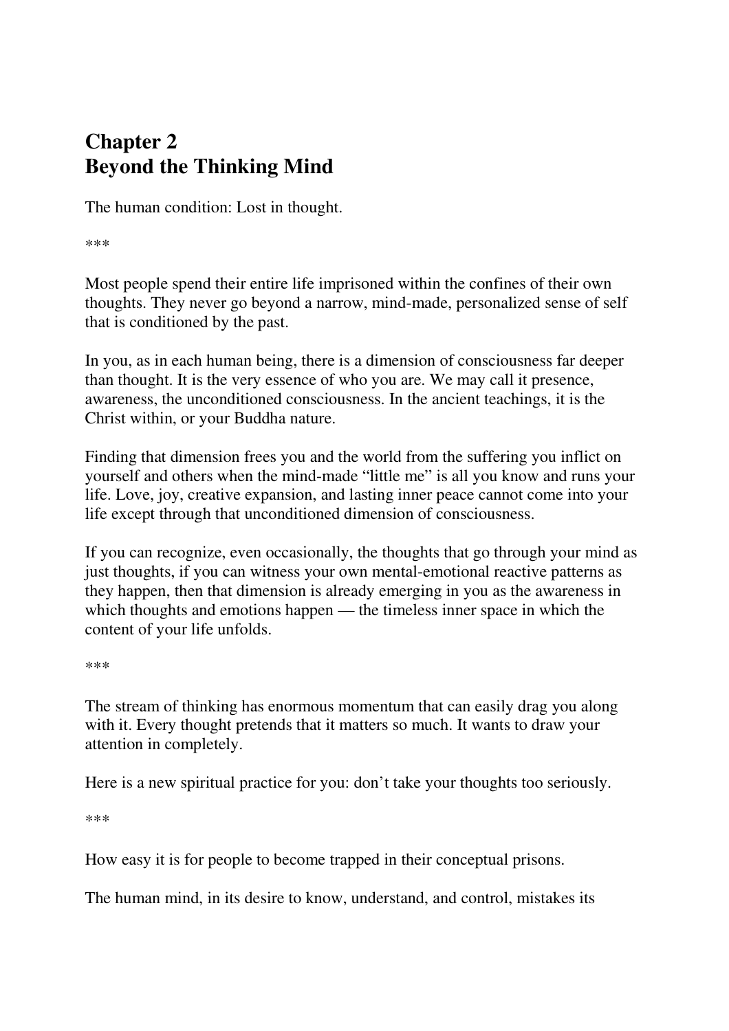# Chapter 2
# Beyond the Thinking Mind

The human condition: Lost in thought.

***

Most people spend their entire life imprisoned within the confines of their own thoughts. They never go beyond a narrow, mind-made, personalized sense of self that is conditioned by the past.

In you, as in each human being, there is a dimension of consciousness far deeper than thought. It is the very essence of who you are. We may call it presence, awareness, the unconditioned consciousness. In the ancient teachings, it is the Christ within, or your Buddha nature.

Finding that dimension frees you and the world from the suffering you inflict on yourself and others when the mind-made "little me" is all you know and runs your life. Love, joy, creative expansion, and lasting inner peace cannot come into your life except through that unconditioned dimension of consciousness.

If you can recognize, even occasionally, the thoughts that go through your mind as just thoughts, if you can witness your own mental-emotional reactive patterns as they happen, then that dimension is already emerging in you as the awareness in which thoughts and emotions happen — the timeless inner space in which the content of your life unfolds.

***

The stream of thinking has enormous momentum that can easily drag you along with it. Every thought pretends that it matters so much. It wants to draw your attention in completely.

Here is a new spiritual practice for you: don't take your thoughts too seriously.

***

How easy it is for people to become trapped in their conceptual prisons.

The human mind, in its desire to know, understand, and control, mistakes its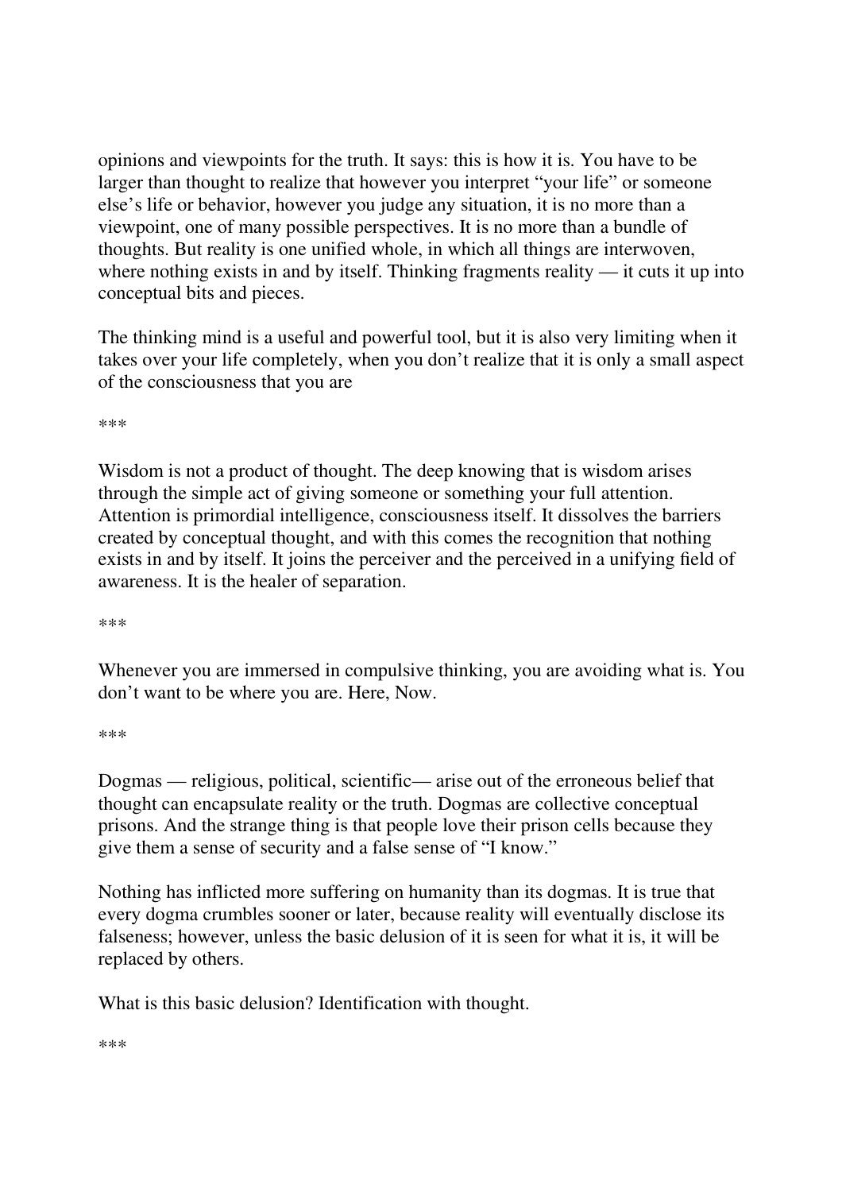opinions and viewpoints for the truth. It says: this is how it is. You have to be larger than thought to realize that however you interpret "your life" or someone else's life or behavior, however you judge any situation, it is no more than a viewpoint, one of many possible perspectives. It is no more than a bundle of thoughts. But reality is one unified whole, in which all things are interwoven, where nothing exists in and by itself. Thinking fragments reality — it cuts it up into conceptual bits and pieces.

The thinking mind is a useful and powerful tool, but it is also very limiting when it takes over your life completely, when you don't realize that it is only a small aspect of the consciousness that you are

***

Wisdom is not a product of thought. The deep knowing that is wisdom arises through the simple act of giving someone or something your full attention. Attention is primordial intelligence, consciousness itself. It dissolves the barriers created by conceptual thought, and with this comes the recognition that nothing exists in and by itself. It joins the perceiver and the perceived in a unifying field of awareness. It is the healer of separation.

***

Whenever you are immersed in compulsive thinking, you are avoiding what is. You don't want to be where you are. Here, Now.

***

Dogmas — religious, political, scientific— arise out of the erroneous belief that thought can encapsulate reality or the truth. Dogmas are collective conceptual prisons. And the strange thing is that people love their prison cells because they give them a sense of security and a false sense of "I know."

Nothing has inflicted more suffering on humanity than its dogmas. It is true that every dogma crumbles sooner or later, because reality will eventually disclose its falseness; however, unless the basic delusion of it is seen for what it is, it will be replaced by others.

What is this basic delusion? Identification with thought.

***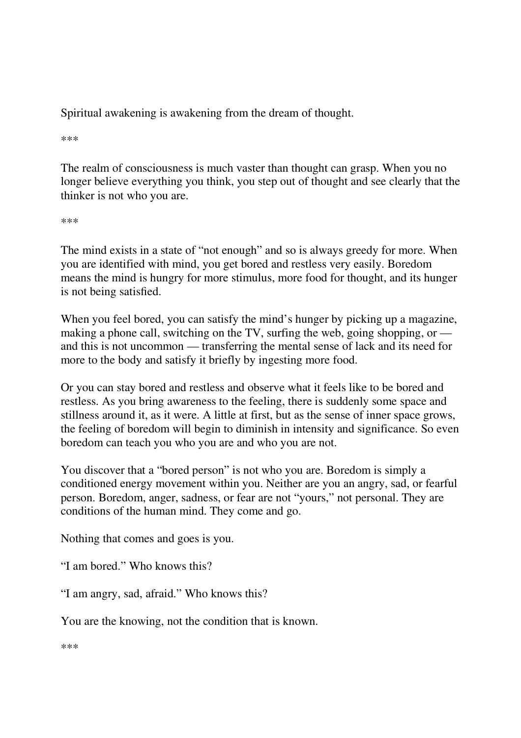Spiritual awakening is awakening from the dream of thought.

***

The realm of consciousness is much vaster than thought can grasp. When you no longer believe everything you think, you step out of thought and see clearly that the thinker is not who you are.

***

The mind exists in a state of "not enough" and so is always greedy for more. When you are identified with mind, you get bored and restless very easily. Boredom means the mind is hungry for more stimulus, more food for thought, and its hunger is not being satisfied.

When you feel bored, you can satisfy the mind's hunger by picking up a magazine, making a phone call, switching on the TV, surfing the web, going shopping, or — and this is not uncommon — transferring the mental sense of lack and its need for more to the body and satisfy it briefly by ingesting more food.

Or you can stay bored and restless and observe what it feels like to be bored and restless. As you bring awareness to the feeling, there is suddenly some space and stillness around it, as it were. A little at first, but as the sense of inner space grows, the feeling of boredom will begin to diminish in intensity and significance. So even boredom can teach you who you are and who you are not.

You discover that a "bored person" is not who you are. Boredom is simply a conditioned energy movement within you. Neither are you an angry, sad, or fearful person. Boredom, anger, sadness, or fear are not "yours," not personal. They are conditions of the human mind. They come and go.

Nothing that comes and goes is you.

"I am bored." Who knows this?

"I am angry, sad, afraid." Who knows this?

You are the knowing, not the condition that is known.

***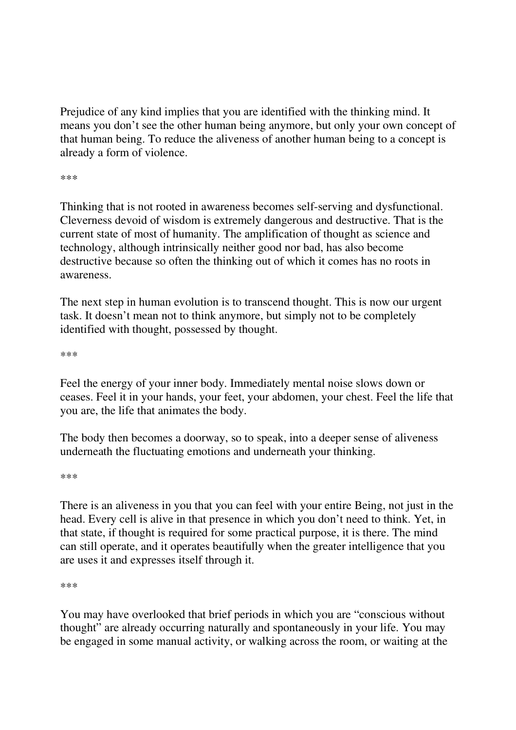Prejudice of any kind implies that you are identified with the thinking mind. It means you don’t see the other human being anymore, but only your own concept of that human being. To reduce the aliveness of another human being to a concept is already a form of violence.

***

Thinking that is not rooted in awareness becomes self-serving and dysfunctional. Cleverness devoid of wisdom is extremely dangerous and destructive. That is the current state of most of humanity. The amplification of thought as science and technology, although intrinsically neither good nor bad, has also become destructive because so often the thinking out of which it comes has no roots in awareness.

The next step in human evolution is to transcend thought. This is now our urgent task. It doesn’t mean not to think anymore, but simply not to be completely identified with thought, possessed by thought.

***

Feel the energy of your inner body. Immediately mental noise slows down or ceases. Feel it in your hands, your feet, your abdomen, your chest. Feel the life that you are, the life that animates the body.

The body then becomes a doorway, so to speak, into a deeper sense of aliveness underneath the fluctuating emotions and underneath your thinking.

***

There is an aliveness in you that you can feel with your entire Being, not just in the head. Every cell is alive in that presence in which you don’t need to think. Yet, in that state, if thought is required for some practical purpose, it is there. The mind can still operate, and it operates beautifully when the greater intelligence that you are uses it and expresses itself through it.

***

You may have overlooked that brief periods in which you are “conscious without thought” are already occurring naturally and spontaneously in your life. You may be engaged in some manual activity, or walking across the room, or waiting at the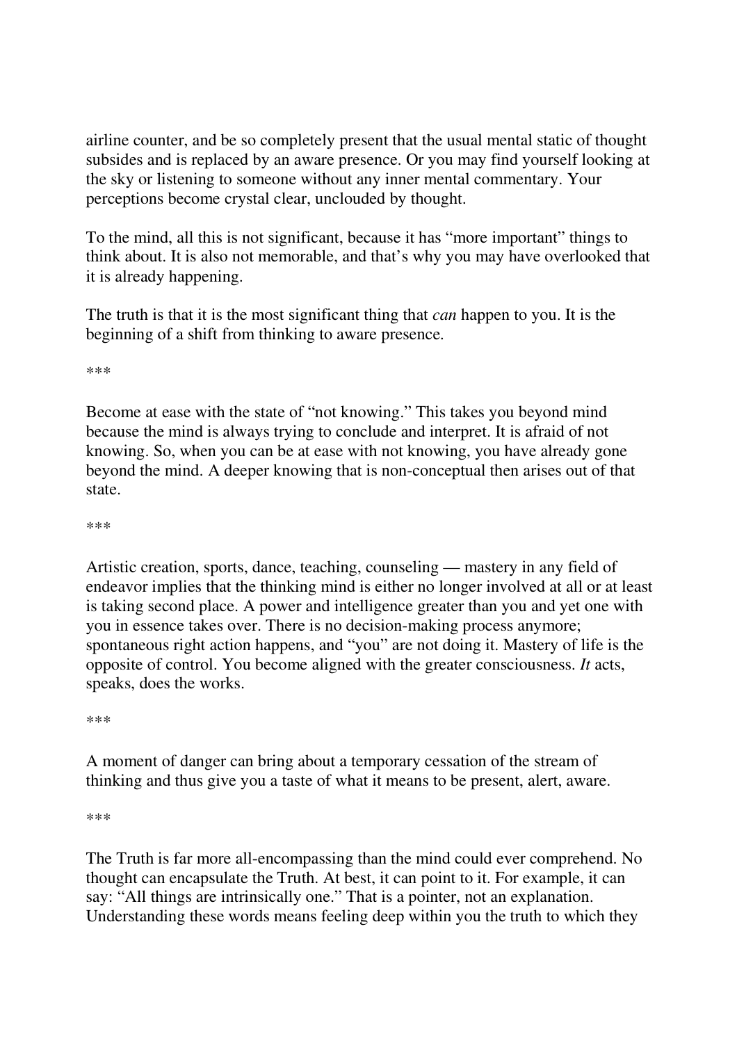airline counter, and be so completely present that the usual mental static of thought subsides and is replaced by an aware presence. Or you may find yourself looking at the sky or listening to someone without any inner mental commentary. Your perceptions become crystal clear, unclouded by thought.

To the mind, all this is not significant, because it has "more important" things to think about. It is also not memorable, and that's why you may have overlooked that it is already happening.

The truth is that it is the most significant thing that *can* happen to you. It is the beginning of a shift from thinking to aware presence.

***

Become at ease with the state of "not knowing." This takes you beyond mind because the mind is always trying to conclude and interpret. It is afraid of not knowing. So, when you can be at ease with not knowing, you have already gone beyond the mind. A deeper knowing that is non-conceptual then arises out of that state.

***

Artistic creation, sports, dance, teaching, counseling — mastery in any field of endeavor implies that the thinking mind is either no longer involved at all or at least is taking second place. A power and intelligence greater than you and yet one with you in essence takes over. There is no decision-making process anymore; spontaneous right action happens, and "you" are not doing it. Mastery of life is the opposite of control. You become aligned with the greater consciousness. *It* acts, speaks, does the works.

***

A moment of danger can bring about a temporary cessation of the stream of thinking and thus give you a taste of what it means to be present, alert, aware.

***

The Truth is far more all-encompassing than the mind could ever comprehend. No thought can encapsulate the Truth. At best, it can point to it. For example, it can say: "All things are intrinsically one." That is a pointer, not an explanation. Understanding these words means feeling deep within you the truth to which they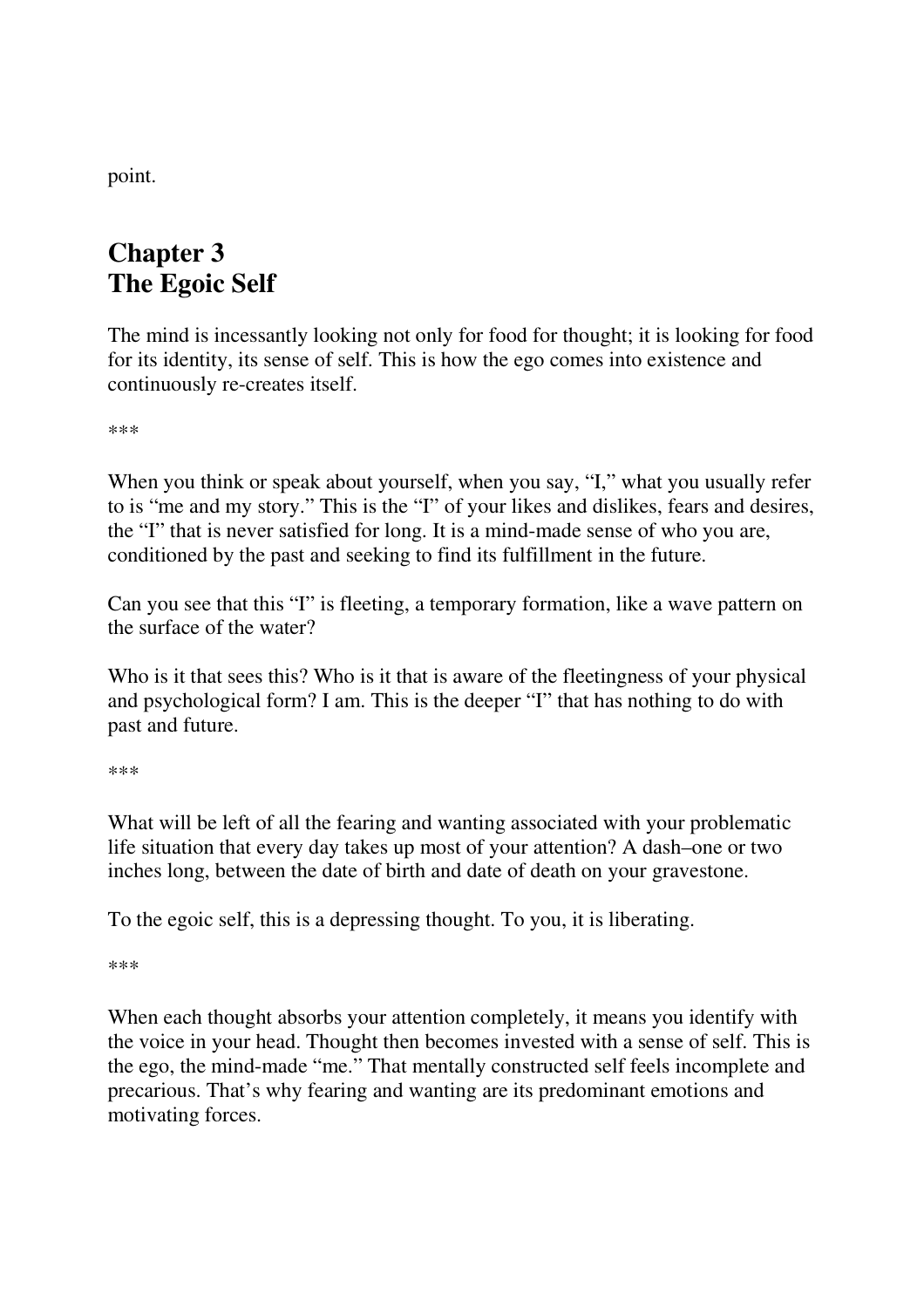point.

# Chapter 3
# The Egoic Self

The mind is incessantly looking not only for food for thought; it is looking for food for its identity, its sense of self. This is how the ego comes into existence and continuously re-creates itself.

***

When you think or speak about yourself, when you say, "I," what you usually refer to is "me and my story." This is the "I" of your likes and dislikes, fears and desires, the "I" that is never satisfied for long. It is a mind-made sense of who you are, conditioned by the past and seeking to find its fulfillment in the future.

Can you see that this "I" is fleeting, a temporary formation, like a wave pattern on the surface of the water?

Who is it that sees this? Who is it that is aware of the fleetingness of your physical and psychological form? I am. This is the deeper "I" that has nothing to do with past and future.

***

What will be left of all the fearing and wanting associated with your problematic life situation that every day takes up most of your attention? A dash–one or two inches long, between the date of birth and date of death on your gravestone.

To the egoic self, this is a depressing thought. To you, it is liberating.

***

When each thought absorbs your attention completely, it means you identify with the voice in your head. Thought then becomes invested with a sense of self. This is the ego, the mind-made "me." That mentally constructed self feels incomplete and precarious. That's why fearing and wanting are its predominant emotions and motivating forces.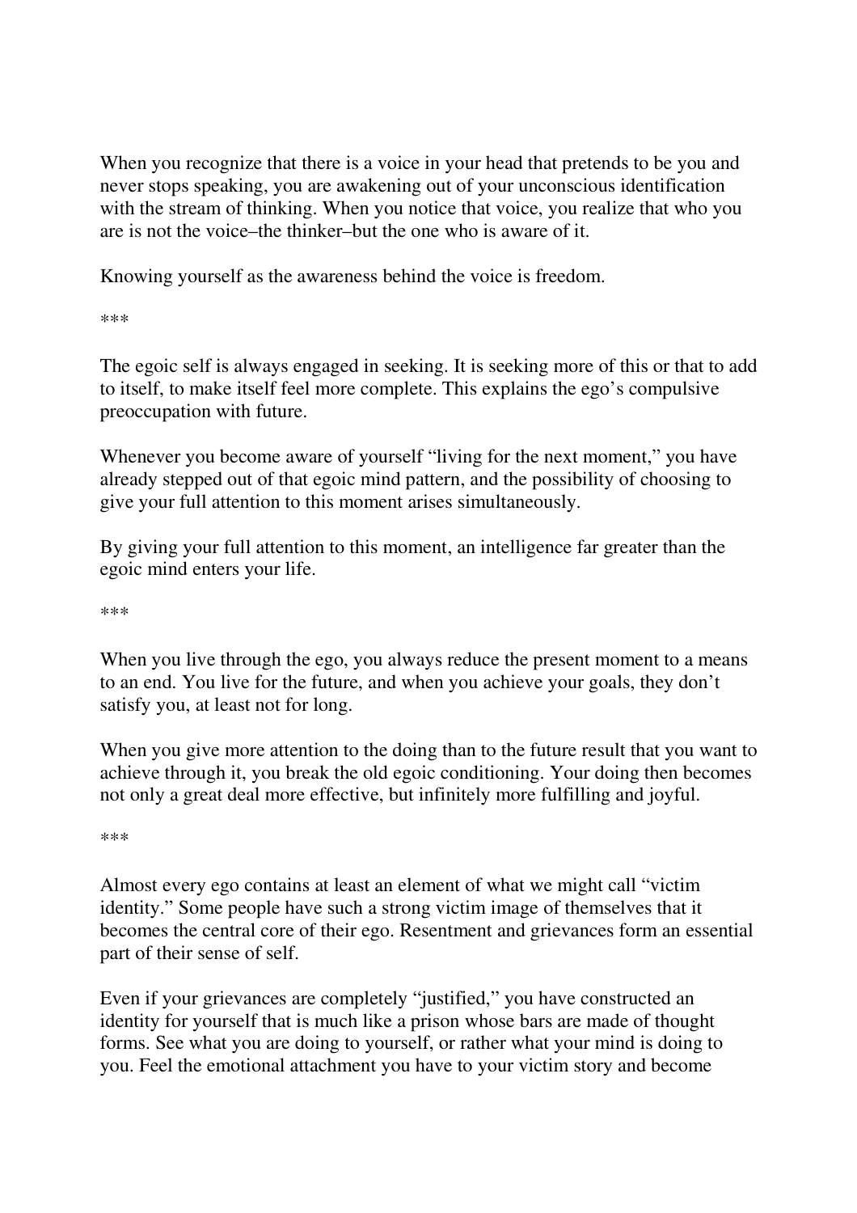When you recognize that there is a voice in your head that pretends to be you and never stops speaking, you are awakening out of your unconscious identification with the stream of thinking. When you notice that voice, you realize that who you are is not the voice–the thinker–but the one who is aware of it.

Knowing yourself as the awareness behind the voice is freedom.

***

The egoic self is always engaged in seeking. It is seeking more of this or that to add to itself, to make itself feel more complete. This explains the ego's compulsive preoccupation with future.

Whenever you become aware of yourself "living for the next moment," you have already stepped out of that egoic mind pattern, and the possibility of choosing to give your full attention to this moment arises simultaneously.

By giving your full attention to this moment, an intelligence far greater than the egoic mind enters your life.

***

When you live through the ego, you always reduce the present moment to a means to an end. You live for the future, and when you achieve your goals, they don't satisfy you, at least not for long.

When you give more attention to the doing than to the future result that you want to achieve through it, you break the old egoic conditioning. Your doing then becomes not only a great deal more effective, but infinitely more fulfilling and joyful.

***

Almost every ego contains at least an element of what we might call "victim identity." Some people have such a strong victim image of themselves that it becomes the central core of their ego. Resentment and grievances form an essential part of their sense of self.

Even if your grievances are completely "justified," you have constructed an identity for yourself that is much like a prison whose bars are made of thought forms. See what you are doing to yourself, or rather what your mind is doing to you. Feel the emotional attachment you have to your victim story and become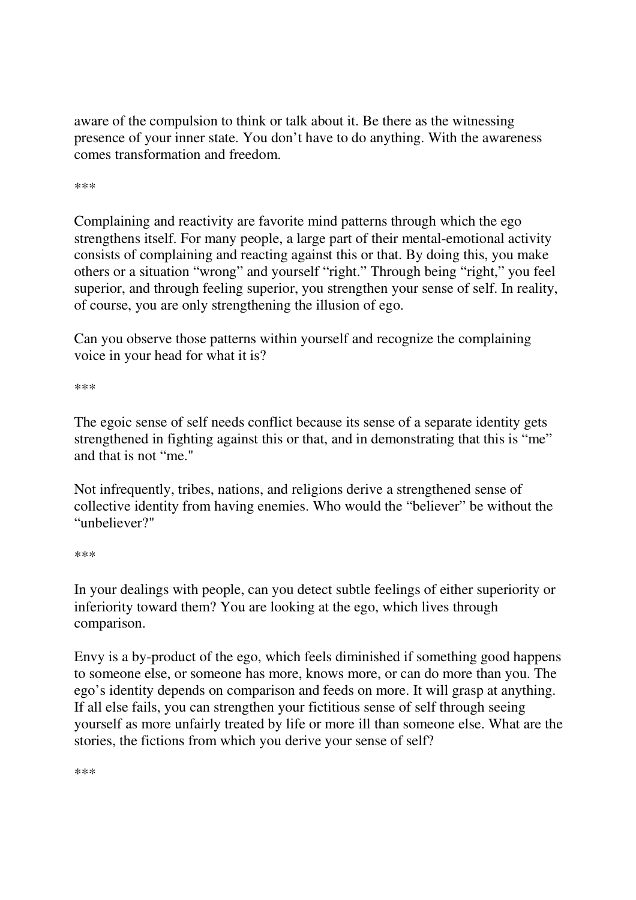aware of the compulsion to think or talk about it. Be there as the witnessing presence of your inner state. You don't have to do anything. With the awareness comes transformation and freedom.

***

Complaining and reactivity are favorite mind patterns through which the ego strengthens itself. For many people, a large part of their mental-emotional activity consists of complaining and reacting against this or that. By doing this, you make others or a situation "wrong" and yourself "right." Through being "right," you feel superior, and through feeling superior, you strengthen your sense of self. In reality, of course, you are only strengthening the illusion of ego.

Can you observe those patterns within yourself and recognize the complaining voice in your head for what it is?

***

The egoic sense of self needs conflict because its sense of a separate identity gets strengthened in fighting against this or that, and in demonstrating that this is "me" and that is not "me."

Not infrequently, tribes, nations, and religions derive a strengthened sense of collective identity from having enemies. Who would the "believer" be without the "unbeliever?"

***

In your dealings with people, can you detect subtle feelings of either superiority or inferiority toward them? You are looking at the ego, which lives through comparison.

Envy is a by-product of the ego, which feels diminished if something good happens to someone else, or someone has more, knows more, or can do more than you. The ego's identity depends on comparison and feeds on more. It will grasp at anything. If all else fails, you can strengthen your fictitious sense of self through seeing yourself as more unfairly treated by life or more ill than someone else. What are the stories, the fictions from which you derive your sense of self?

***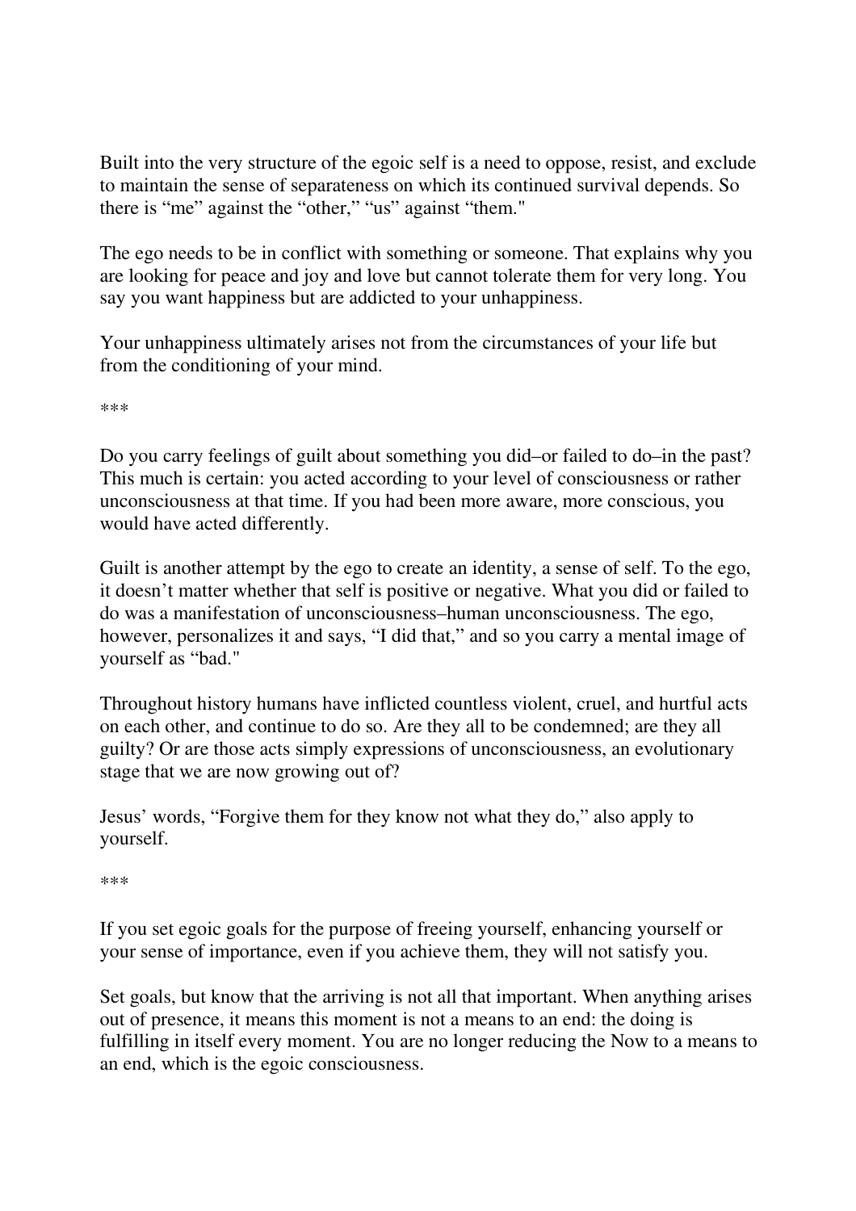Built into the very structure of the egoic self is a need to oppose, resist, and exclude to maintain the sense of separateness on which its continued survival depends. So there is “me” against the “other,” “us” against “them."

The ego needs to be in conflict with something or someone. That explains why you are looking for peace and joy and love but cannot tolerate them for very long. You say you want happiness but are addicted to your unhappiness.

Your unhappiness ultimately arises not from the circumstances of your life but from the conditioning of your mind.

***

Do you carry feelings of guilt about something you did–or failed to do–in the past? This much is certain: you acted according to your level of consciousness or rather unconsciousness at that time. If you had been more aware, more conscious, you would have acted differently.

Guilt is another attempt by the ego to create an identity, a sense of self. To the ego, it doesn’t matter whether that self is positive or negative. What you did or failed to do was a manifestation of unconsciousness–human unconsciousness. The ego, however, personalizes it and says, “I did that,” and so you carry a mental image of yourself as “bad."

Throughout history humans have inflicted countless violent, cruel, and hurtful acts on each other, and continue to do so. Are they all to be condemned; are they all guilty? Or are those acts simply expressions of unconsciousness, an evolutionary stage that we are now growing out of?

Jesus’ words, “Forgive them for they know not what they do,” also apply to yourself.

***

If you set egoic goals for the purpose of freeing yourself, enhancing yourself or your sense of importance, even if you achieve them, they will not satisfy you.

Set goals, but know that the arriving is not all that important. When anything arises out of presence, it means this moment is not a means to an end: the doing is fulfilling in itself every moment. You are no longer reducing the Now to a means to an end, which is the egoic consciousness.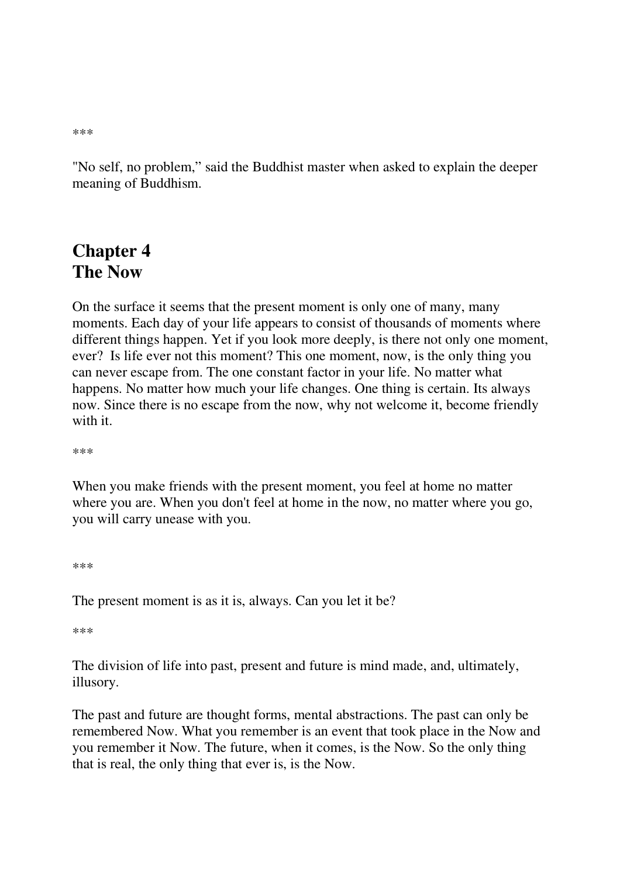***

"No self, no problem," said the Buddhist master when asked to explain the deeper meaning of Buddhism.

## Chapter 4
## The Now

On the surface it seems that the present moment is only one of many, many moments. Each day of your life appears to consist of thousands of moments where different things happen. Yet if you look more deeply, is there not only one moment, ever? Is life ever not this moment? This one moment, now, is the only thing you can never escape from. The one constant factor in your life. No matter what happens. No matter how much your life changes. One thing is certain. Its always now. Since there is no escape from the now, why not welcome it, become friendly with it.

***

When you make friends with the present moment, you feel at home no matter where you are. When you don't feel at home in the now, no matter where you go, you will carry unease with you.

***

The present moment is as it is, always. Can you let it be?

***

The division of life into past, present and future is mind made, and, ultimately, illusory.

The past and future are thought forms, mental abstractions. The past can only be remembered Now. What you remember is an event that took place in the Now and you remember it Now. The future, when it comes, is the Now. So the only thing that is real, the only thing that ever is, is the Now.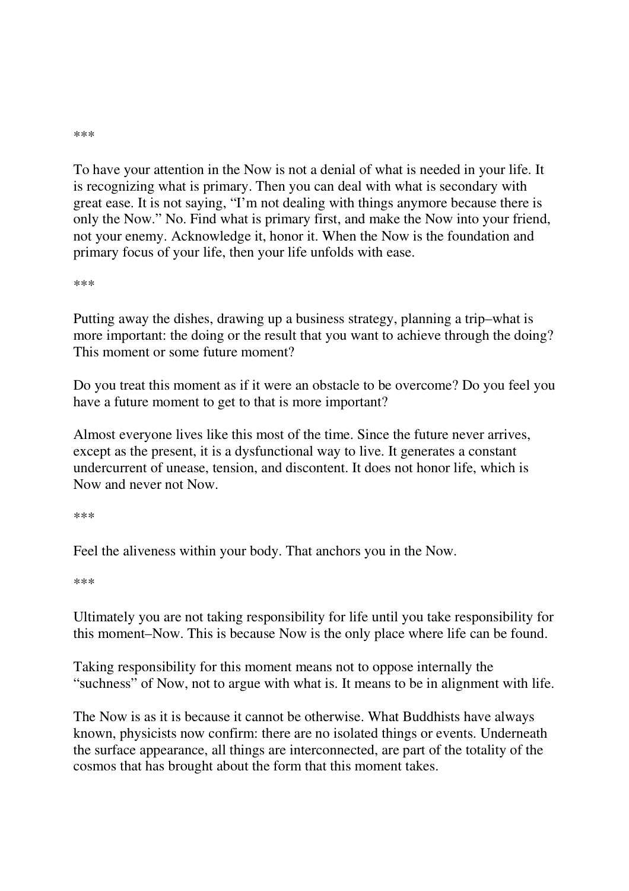\*\*\*

To have your attention in the Now is not a denial of what is needed in your life. It is recognizing what is primary. Then you can deal with what is secondary with great ease. It is not saying, “I’m not dealing with things anymore because there is only the Now.” No. Find what is primary first, and make the Now into your friend, not your enemy. Acknowledge it, honor it. When the Now is the foundation and primary focus of your life, then your life unfolds with ease.

\*\*\*

Putting away the dishes, drawing up a business strategy, planning a trip–what is more important: the doing or the result that you want to achieve through the doing? This moment or some future moment?

Do you treat this moment as if it were an obstacle to be overcome? Do you feel you have a future moment to get to that is more important?

Almost everyone lives like this most of the time. Since the future never arrives, except as the present, it is a dysfunctional way to live. It generates a constant undercurrent of unease, tension, and discontent. It does not honor life, which is Now and never not Now.

\*\*\*

Feel the aliveness within your body. That anchors you in the Now.

\*\*\*

Ultimately you are not taking responsibility for life until you take responsibility for this moment–Now. This is because Now is the only place where life can be found.

Taking responsibility for this moment means not to oppose internally the “suchness” of Now, not to argue with what is. It means to be in alignment with life.

The Now is as it is because it cannot be otherwise. What Buddhists have always known, physicists now confirm: there are no isolated things or events. Underneath the surface appearance, all things are interconnected, are part of the totality of the cosmos that has brought about the form that this moment takes.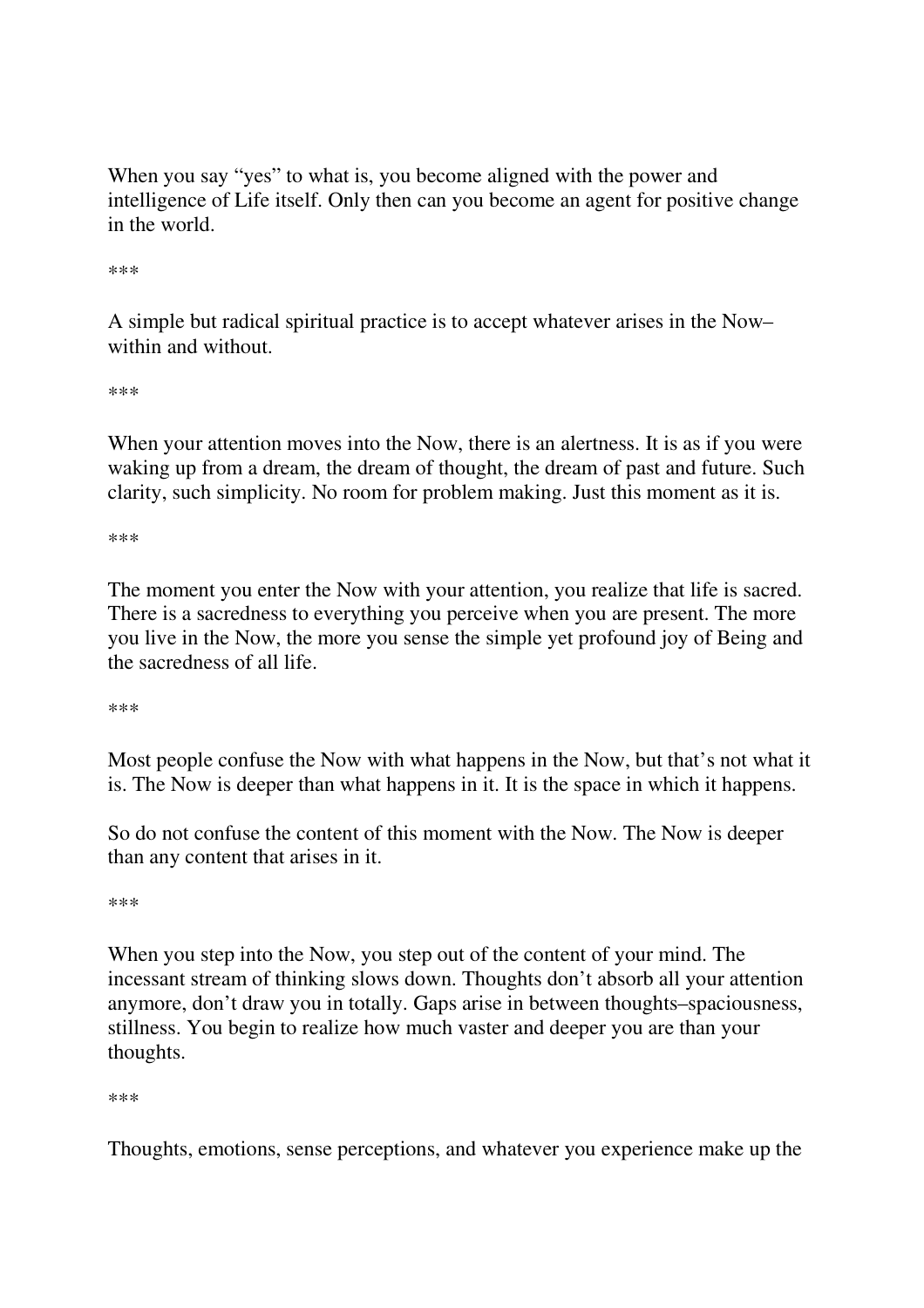When you say "yes" to what is, you become aligned with the power and intelligence of Life itself. Only then can you become an agent for positive change in the world.

***

A simple but radical spiritual practice is to accept whatever arises in the Now– within and without.

***

When your attention moves into the Now, there is an alertness. It is as if you were waking up from a dream, the dream of thought, the dream of past and future. Such clarity, such simplicity. No room for problem making. Just this moment as it is.

***

The moment you enter the Now with your attention, you realize that life is sacred. There is a sacredness to everything you perceive when you are present. The more you live in the Now, the more you sense the simple yet profound joy of Being and the sacredness of all life.

***

Most people confuse the Now with what happens in the Now, but that's not what it is. The Now is deeper than what happens in it. It is the space in which it happens.

So do not confuse the content of this moment with the Now. The Now is deeper than any content that arises in it.

***

When you step into the Now, you step out of the content of your mind. The incessant stream of thinking slows down. Thoughts don't absorb all your attention anymore, don't draw you in totally. Gaps arise in between thoughts–spaciousness, stillness. You begin to realize how much vaster and deeper you are than your thoughts.

***

Thoughts, emotions, sense perceptions, and whatever you experience make up the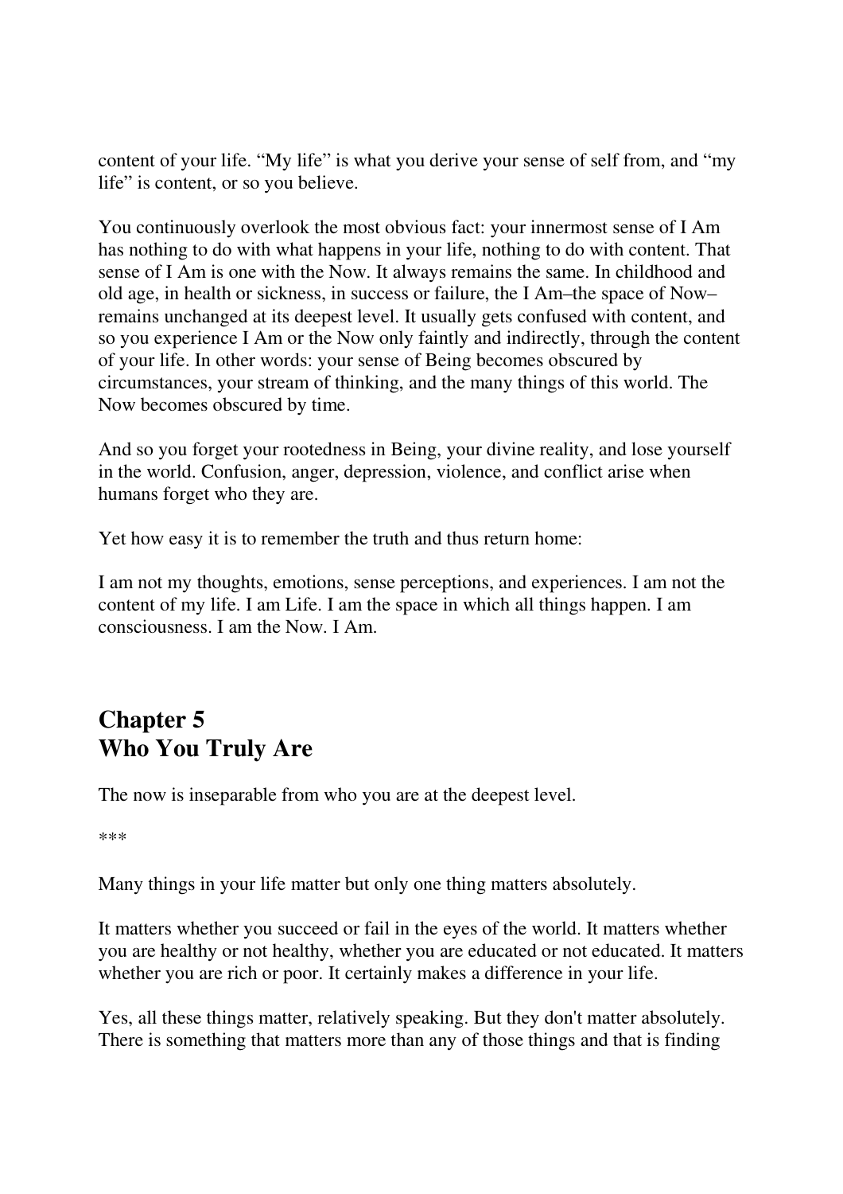content of your life. “My life” is what you derive your sense of self from, and “my life” is content, or so you believe.

You continuously overlook the most obvious fact: your innermost sense of I Am has nothing to do with what happens in your life, nothing to do with content. That sense of I Am is one with the Now. It always remains the same. In childhood and old age, in health or sickness, in success or failure, the I Am–the space of Now–remains unchanged at its deepest level. It usually gets confused with content, and so you experience I Am or the Now only faintly and indirectly, through the content of your life. In other words: your sense of Being becomes obscured by circumstances, your stream of thinking, and the many things of this world. The Now becomes obscured by time.

And so you forget your rootedness in Being, your divine reality, and lose yourself in the world. Confusion, anger, depression, violence, and conflict arise when humans forget who they are.

Yet how easy it is to remember the truth and thus return home:

I am not my thoughts, emotions, sense perceptions, and experiences. I am not the content of my life. I am Life. I am the space in which all things happen. I am consciousness. I am the Now. I Am.

## Chapter 5
## Who You Truly Are

The now is inseparable from who you are at the deepest level.

***

Many things in your life matter but only one thing matters absolutely.

It matters whether you succeed or fail in the eyes of the world. It matters whether you are healthy or not healthy, whether you are educated or not educated. It matters whether you are rich or poor. It certainly makes a difference in your life.

Yes, all these things matter, relatively speaking. But they don't matter absolutely. There is something that matters more than any of those things and that is finding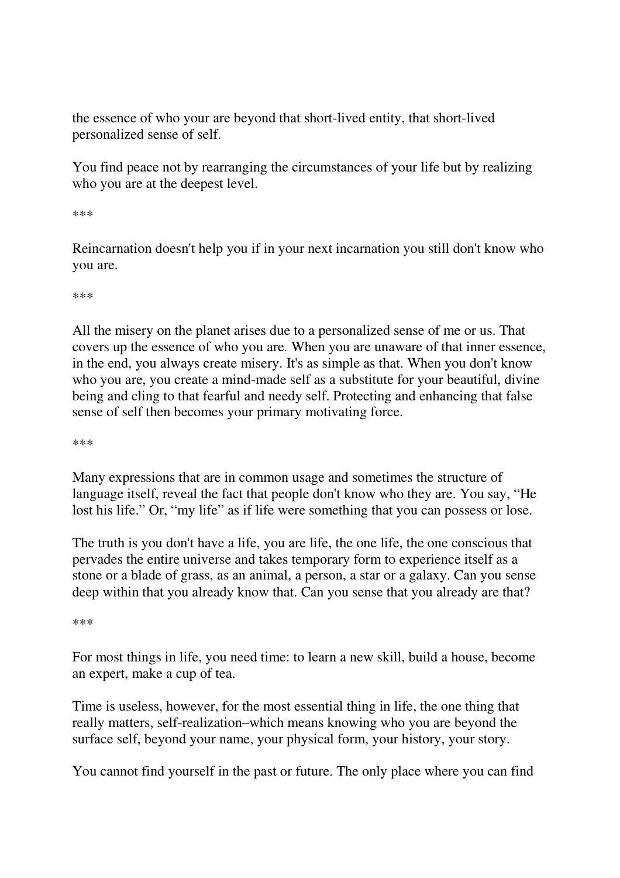the essence of who your are beyond that short-lived entity, that short-lived personalized sense of self.

You find peace not by rearranging the circumstances of your life but by realizing who you are at the deepest level.

***

Reincarnation doesn't help you if in your next incarnation you still don't know who you are.

***

All the misery on the planet arises due to a personalized sense of me or us. That covers up the essence of who you are. When you are unaware of that inner essence, in the end, you always create misery. It's as simple as that. When you don't know who you are, you create a mind-made self as a substitute for your beautiful, divine being and cling to that fearful and needy self. Protecting and enhancing that false sense of self then becomes your primary motivating force.

***

Many expressions that are in common usage and sometimes the structure of language itself, reveal the fact that people don't know who they are. You say, "He lost his life." Or, "my life" as if life were something that you can possess or lose.

The truth is you don't have a life, you are life, the one life, the one conscious that pervades the entire universe and takes temporary form to experience itself as a stone or a blade of grass, as an animal, a person, a star or a galaxy. Can you sense deep within that you already know that. Can you sense that you already are that?

***

For most things in life, you need time: to learn a new skill, build a house, become an expert, make a cup of tea.

Time is useless, however, for the most essential thing in life, the one thing that really matters, self-realization–which means knowing who you are beyond the surface self, beyond your name, your physical form, your history, your story.

You cannot find yourself in the past or future. The only place where you can find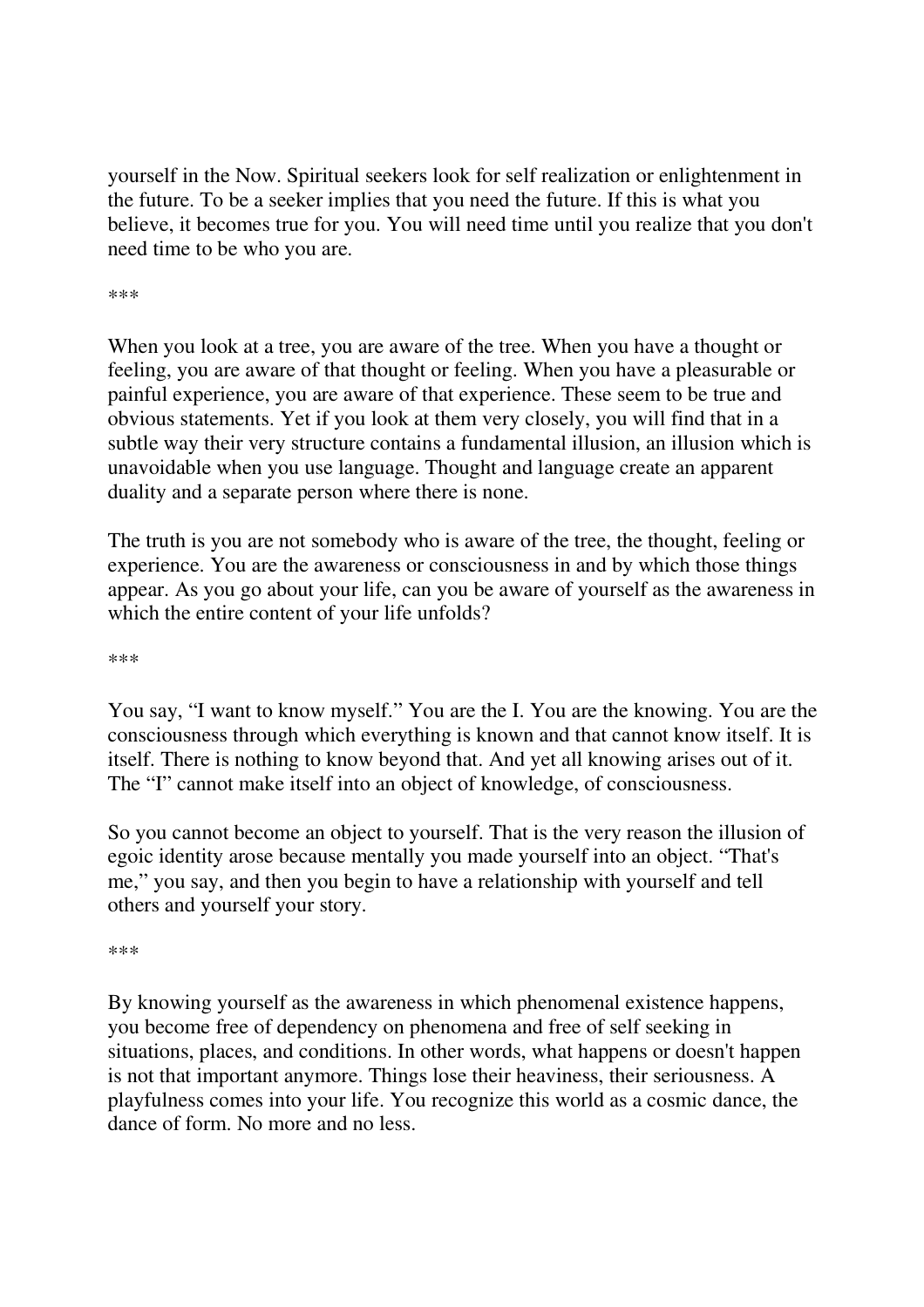yourself in the Now. Spiritual seekers look for self realization or enlightenment in the future. To be a seeker implies that you need the future. If this is what you believe, it becomes true for you. You will need time until you realize that you don't need time to be who you are.

***

When you look at a tree, you are aware of the tree. When you have a thought or feeling, you are aware of that thought or feeling. When you have a pleasurable or painful experience, you are aware of that experience. These seem to be true and obvious statements. Yet if you look at them very closely, you will find that in a subtle way their very structure contains a fundamental illusion, an illusion which is unavoidable when you use language. Thought and language create an apparent duality and a separate person where there is none.

The truth is you are not somebody who is aware of the tree, the thought, feeling or experience. You are the awareness or consciousness in and by which those things appear. As you go about your life, can you be aware of yourself as the awareness in which the entire content of your life unfolds?

***

You say, "I want to know myself." You are the I. You are the knowing. You are the consciousness through which everything is known and that cannot know itself. It is itself. There is nothing to know beyond that. And yet all knowing arises out of it. The "I" cannot make itself into an object of knowledge, of consciousness.

So you cannot become an object to yourself. That is the very reason the illusion of egoic identity arose because mentally you made yourself into an object. "That's me," you say, and then you begin to have a relationship with yourself and tell others and yourself your story.

***

By knowing yourself as the awareness in which phenomenal existence happens, you become free of dependency on phenomena and free of self seeking in situations, places, and conditions. In other words, what happens or doesn't happen is not that important anymore. Things lose their heaviness, their seriousness. A playfulness comes into your life. You recognize this world as a cosmic dance, the dance of form. No more and no less.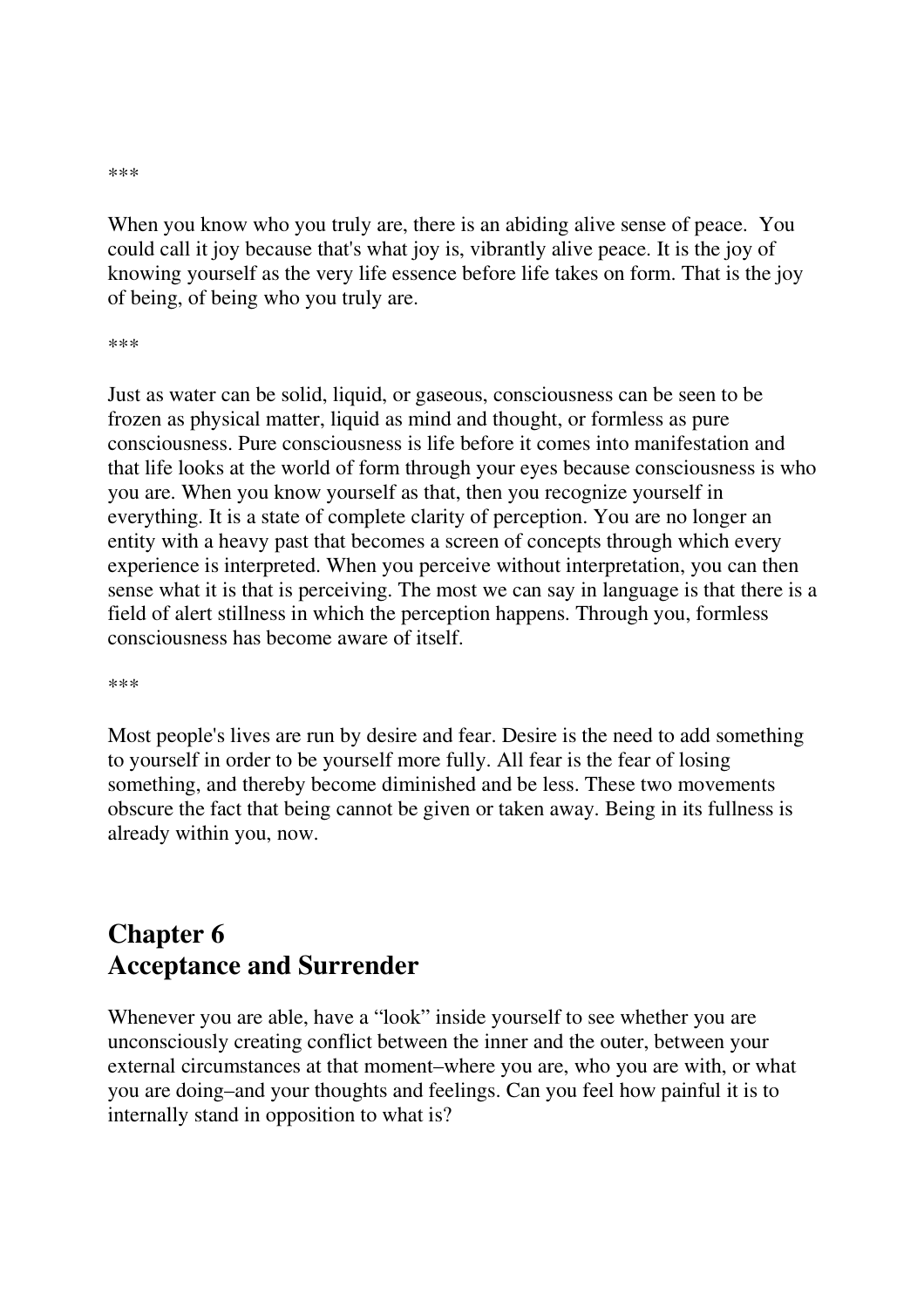***

When you know who you truly are, there is an abiding alive sense of peace. You could call it joy because that's what joy is, vibrantly alive peace. It is the joy of knowing yourself as the very life essence before life takes on form. That is the joy of being, of being who you truly are.

***

Just as water can be solid, liquid, or gaseous, consciousness can be seen to be frozen as physical matter, liquid as mind and thought, or formless as pure consciousness. Pure consciousness is life before it comes into manifestation and that life looks at the world of form through your eyes because consciousness is who you are. When you know yourself as that, then you recognize yourself in everything. It is a state of complete clarity of perception. You are no longer an entity with a heavy past that becomes a screen of concepts through which every experience is interpreted. When you perceive without interpretation, you can then sense what it is that is perceiving. The most we can say in language is that there is a field of alert stillness in which the perception happens. Through you, formless consciousness has become aware of itself.

***

Most people's lives are run by desire and fear. Desire is the need to add something to yourself in order to be yourself more fully. All fear is the fear of losing something, and thereby become diminished and be less. These two movements obscure the fact that being cannot be given or taken away. Being in its fullness is already within you, now.

## Chapter 6
## Acceptance and Surrender

Whenever you are able, have a "look" inside yourself to see whether you are unconsciously creating conflict between the inner and the outer, between your external circumstances at that moment–where you are, who you are with, or what you are doing–and your thoughts and feelings. Can you feel how painful it is to internally stand in opposition to what is?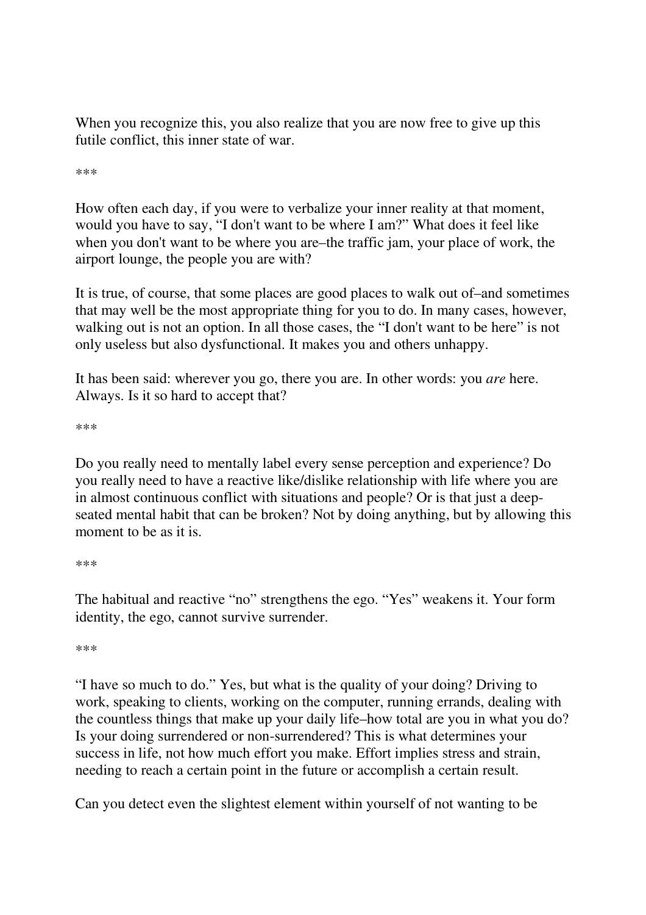When you recognize this, you also realize that you are now free to give up this futile conflict, this inner state of war.

***

How often each day, if you were to verbalize your inner reality at that moment, would you have to say, “I don't want to be where I am?” What does it feel like when you don't want to be where you are–the traffic jam, your place of work, the airport lounge, the people you are with?

It is true, of course, that some places are good places to walk out of–and sometimes that may well be the most appropriate thing for you to do. In many cases, however, walking out is not an option. In all those cases, the “I don't want to be here” is not only useless but also dysfunctional. It makes you and others unhappy.

It has been said: wherever you go, there you are. In other words: you *are* here. Always. Is it so hard to accept that?

***

Do you really need to mentally label every sense perception and experience? Do you really need to have a reactive like/dislike relationship with life where you are in almost continuous conflict with situations and people? Or is that just a deep-seated mental habit that can be broken? Not by doing anything, but by allowing this moment to be as it is.

***

The habitual and reactive “no” strengthens the ego. “Yes” weakens it. Your form identity, the ego, cannot survive surrender.

***

“I have so much to do.” Yes, but what is the quality of your doing? Driving to work, speaking to clients, working on the computer, running errands, dealing with the countless things that make up your daily life–how total are you in what you do? Is your doing surrendered or non-surrendered? This is what determines your success in life, not how much effort you make. Effort implies stress and strain, needing to reach a certain point in the future or accomplish a certain result.

Can you detect even the slightest element within yourself of not wanting to be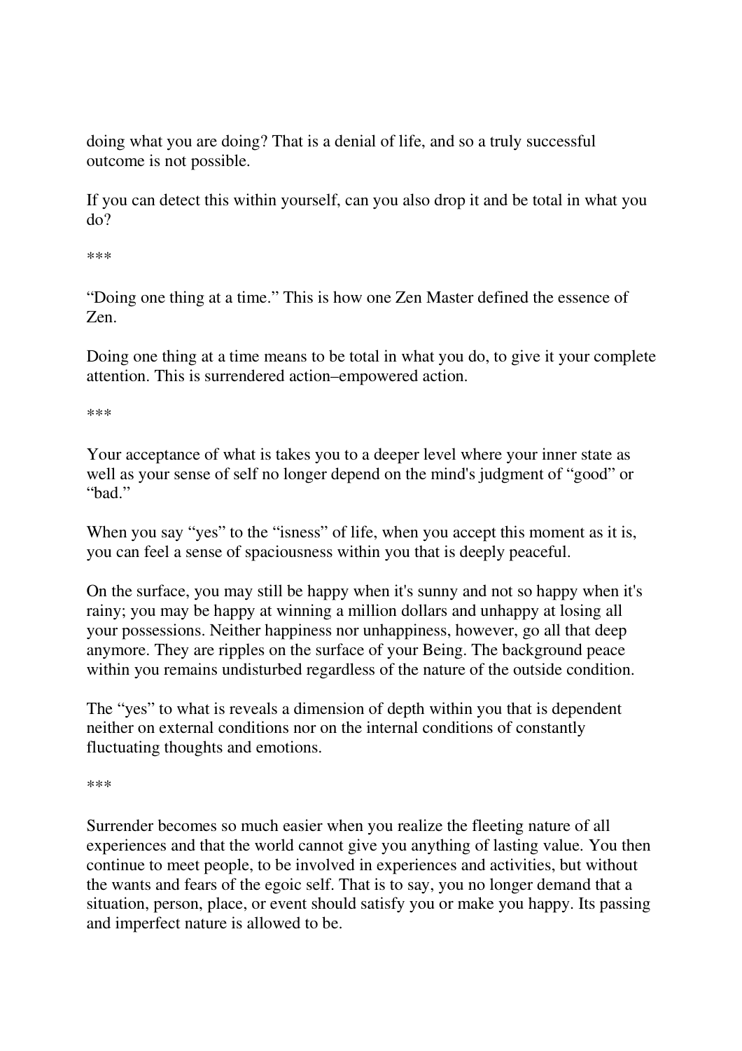doing what you are doing? That is a denial of life, and so a truly successful outcome is not possible.

If you can detect this within yourself, can you also drop it and be total in what you do?

***

"Doing one thing at a time." This is how one Zen Master defined the essence of Zen.

Doing one thing at a time means to be total in what you do, to give it your complete attention. This is surrendered action–empowered action.

***

Your acceptance of what is takes you to a deeper level where your inner state as well as your sense of self no longer depend on the mind's judgment of "good" or "bad."

When you say "yes" to the "isness" of life, when you accept this moment as it is, you can feel a sense of spaciousness within you that is deeply peaceful.

On the surface, you may still be happy when it's sunny and not so happy when it's rainy; you may be happy at winning a million dollars and unhappy at losing all your possessions. Neither happiness nor unhappiness, however, go all that deep anymore. They are ripples on the surface of your Being. The background peace within you remains undisturbed regardless of the nature of the outside condition.

The "yes" to what is reveals a dimension of depth within you that is dependent neither on external conditions nor on the internal conditions of constantly fluctuating thoughts and emotions.

***

Surrender becomes so much easier when you realize the fleeting nature of all experiences and that the world cannot give you anything of lasting value. You then continue to meet people, to be involved in experiences and activities, but without the wants and fears of the egoic self. That is to say, you no longer demand that a situation, person, place, or event should satisfy you or make you happy. Its passing and imperfect nature is allowed to be.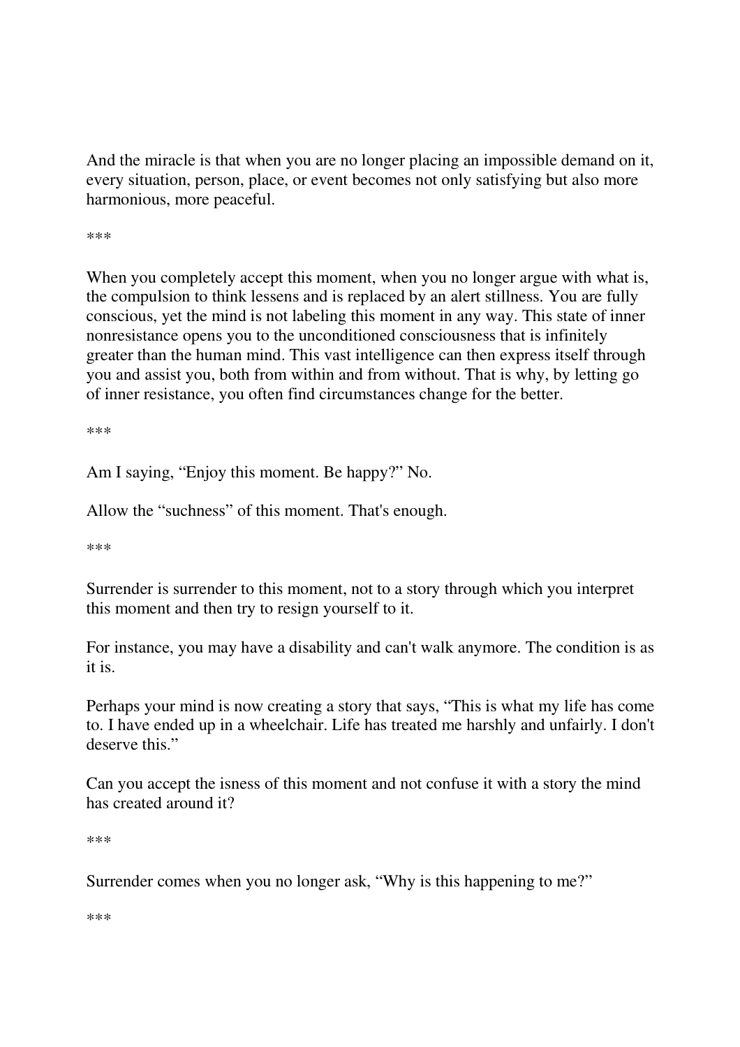And the miracle is that when you are no longer placing an impossible demand on it, every situation, person, place, or event becomes not only satisfying but also more harmonious, more peaceful.

***

When you completely accept this moment, when you no longer argue with what is, the compulsion to think lessens and is replaced by an alert stillness. You are fully conscious, yet the mind is not labeling this moment in any way. This state of inner nonresistance opens you to the unconditioned consciousness that is infinitely greater than the human mind. This vast intelligence can then express itself through you and assist you, both from within and from without. That is why, by letting go of inner resistance, you often find circumstances change for the better.

***

Am I saying, "Enjoy this moment. Be happy?" No.

Allow the "suchness" of this moment. That's enough.

***

Surrender is surrender to this moment, not to a story through which you interpret this moment and then try to resign yourself to it.

For instance, you may have a disability and can't walk anymore. The condition is as it is.

Perhaps your mind is now creating a story that says, "This is what my life has come to. I have ended up in a wheelchair. Life has treated me harshly and unfairly. I don't deserve this."

Can you accept the isness of this moment and not confuse it with a story the mind has created around it?

***

Surrender comes when you no longer ask, "Why is this happening to me?"

***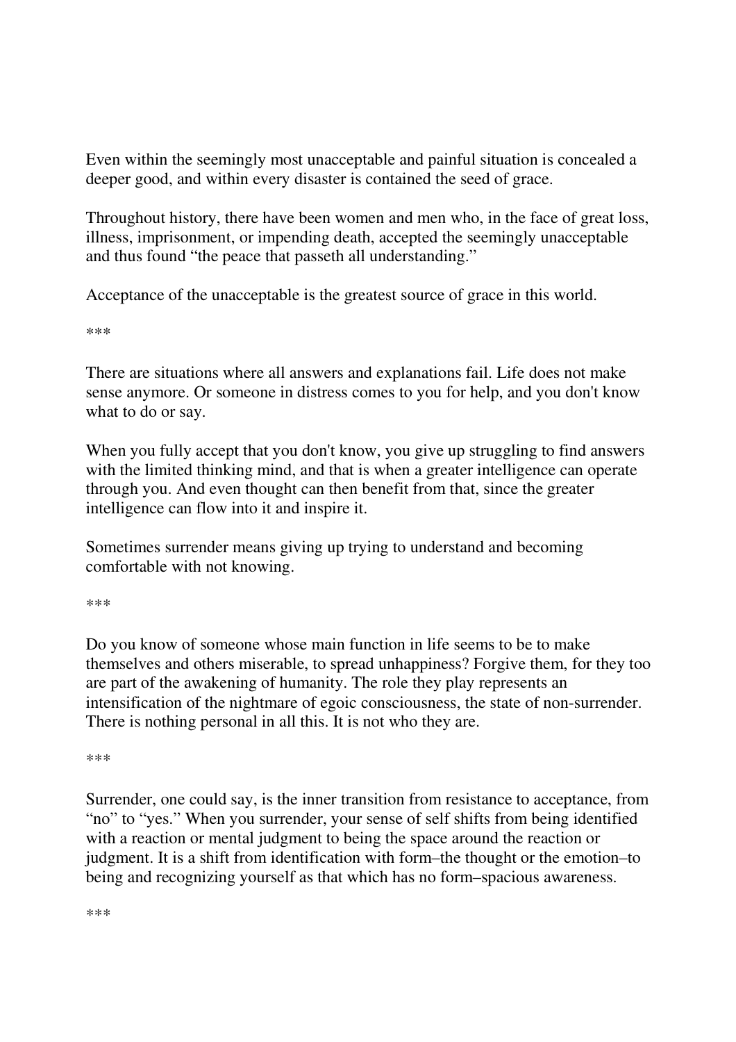Even within the seemingly most unacceptable and painful situation is concealed a deeper good, and within every disaster is contained the seed of grace.

Throughout history, there have been women and men who, in the face of great loss, illness, imprisonment, or impending death, accepted the seemingly unacceptable and thus found "the peace that passeth all understanding."

Acceptance of the unacceptable is the greatest source of grace in this world.

***

There are situations where all answers and explanations fail. Life does not make sense anymore. Or someone in distress comes to you for help, and you don't know what to do or say.

When you fully accept that you don't know, you give up struggling to find answers with the limited thinking mind, and that is when a greater intelligence can operate through you. And even thought can then benefit from that, since the greater intelligence can flow into it and inspire it.

Sometimes surrender means giving up trying to understand and becoming comfortable with not knowing.

***

Do you know of someone whose main function in life seems to be to make themselves and others miserable, to spread unhappiness? Forgive them, for they too are part of the awakening of humanity. The role they play represents an intensification of the nightmare of egoic consciousness, the state of non-surrender. There is nothing personal in all this. It is not who they are.

***

Surrender, one could say, is the inner transition from resistance to acceptance, from "no" to "yes." When you surrender, your sense of self shifts from being identified with a reaction or mental judgment to being the space around the reaction or judgment. It is a shift from identification with form–the thought or the emotion–to being and recognizing yourself as that which has no form–spacious awareness.

***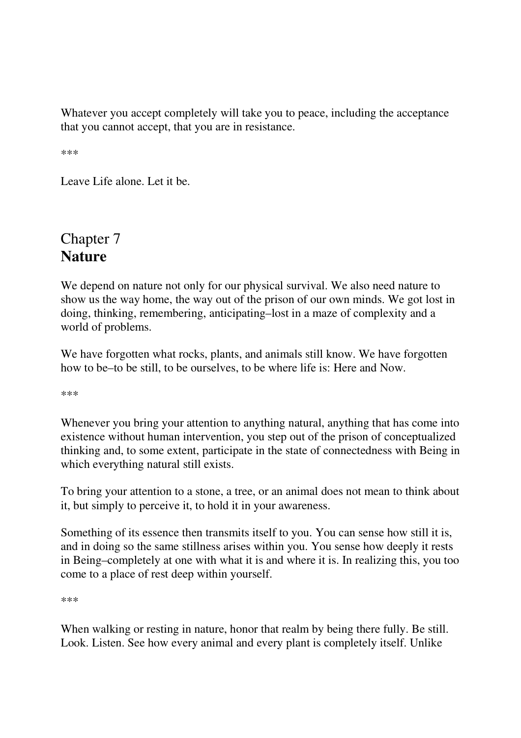Whatever you accept completely will take you to peace, including the acceptance that you cannot accept, that you are in resistance.

***

Leave Life alone. Let it be.

# Chapter 7
# **Nature**

We depend on nature not only for our physical survival. We also need nature to show us the way home, the way out of the prison of our own minds. We got lost in doing, thinking, remembering, anticipating–lost in a maze of complexity and a world of problems.

We have forgotten what rocks, plants, and animals still know. We have forgotten how to be–to be still, to be ourselves, to be where life is: Here and Now.

***

Whenever you bring your attention to anything natural, anything that has come into existence without human intervention, you step out of the prison of conceptualized thinking and, to some extent, participate in the state of connectedness with Being in which everything natural still exists.

To bring your attention to a stone, a tree, or an animal does not mean to think about it, but simply to perceive it, to hold it in your awareness.

Something of its essence then transmits itself to you. You can sense how still it is, and in doing so the same stillness arises within you. You sense how deeply it rests in Being–completely at one with what it is and where it is. In realizing this, you too come to a place of rest deep within yourself.

***

When walking or resting in nature, honor that realm by being there fully. Be still. Look. Listen. See how every animal and every plant is completely itself. Unlike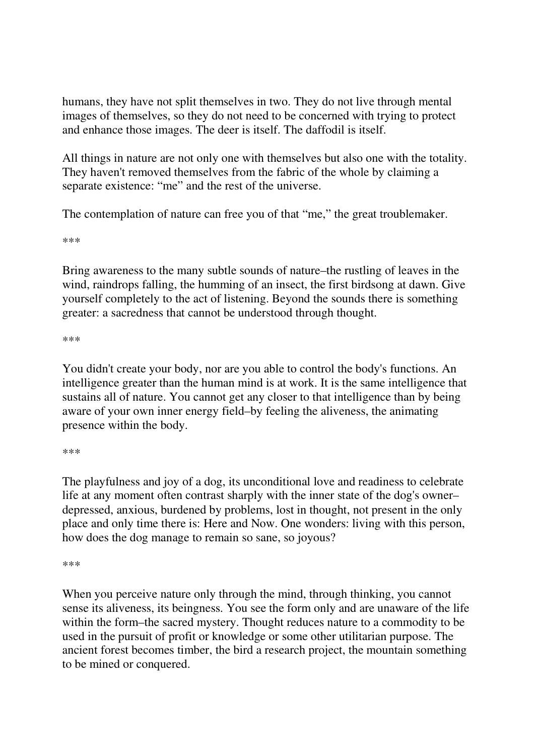humans, they have not split themselves in two. They do not live through mental images of themselves, so they do not need to be concerned with trying to protect and enhance those images. The deer is itself. The daffodil is itself.

All things in nature are not only one with themselves but also one with the totality. They haven't removed themselves from the fabric of the whole by claiming a separate existence: "me" and the rest of the universe.

The contemplation of nature can free you of that "me," the great troublemaker.

***

Bring awareness to the many subtle sounds of nature–the rustling of leaves in the wind, raindrops falling, the humming of an insect, the first birdsong at dawn. Give yourself completely to the act of listening. Beyond the sounds there is something greater: a sacredness that cannot be understood through thought.

***

You didn't create your body, nor are you able to control the body's functions. An intelligence greater than the human mind is at work. It is the same intelligence that sustains all of nature. You cannot get any closer to that intelligence than by being aware of your own inner energy field–by feeling the aliveness, the animating presence within the body.

***

The playfulness and joy of a dog, its unconditional love and readiness to celebrate life at any moment often contrast sharply with the inner state of the dog's owner–depressed, anxious, burdened by problems, lost in thought, not present in the only place and only time there is: Here and Now. One wonders: living with this person, how does the dog manage to remain so sane, so joyous?

***

When you perceive nature only through the mind, through thinking, you cannot sense its aliveness, its beingness. You see the form only and are unaware of the life within the form–the sacred mystery. Thought reduces nature to a commodity to be used in the pursuit of profit or knowledge or some other utilitarian purpose. The ancient forest becomes timber, the bird a research project, the mountain something to be mined or conquered.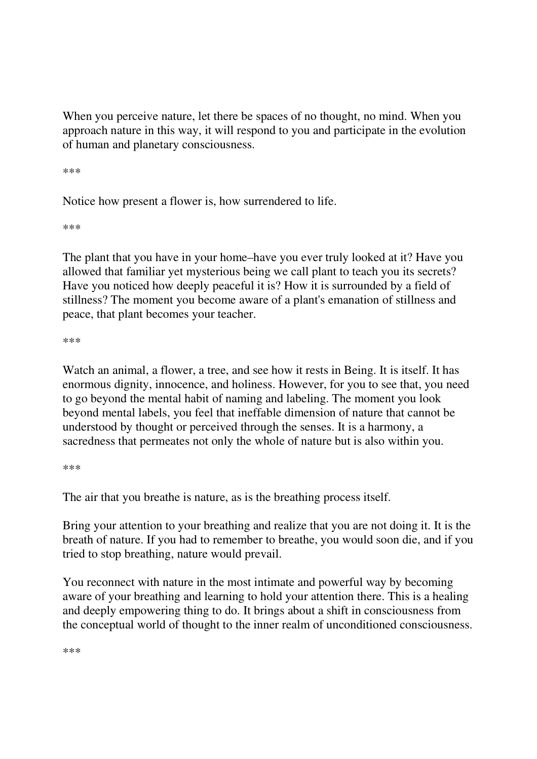When you perceive nature, let there be spaces of no thought, no mind. When you approach nature in this way, it will respond to you and participate in the evolution of human and planetary consciousness.

***

Notice how present a flower is, how surrendered to life.

***

The plant that you have in your home–have you ever truly looked at it? Have you allowed that familiar yet mysterious being we call plant to teach you its secrets? Have you noticed how deeply peaceful it is? How it is surrounded by a field of stillness? The moment you become aware of a plant's emanation of stillness and peace, that plant becomes your teacher.

***

Watch an animal, a flower, a tree, and see how it rests in Being. It is itself. It has enormous dignity, innocence, and holiness. However, for you to see that, you need to go beyond the mental habit of naming and labeling. The moment you look beyond mental labels, you feel that ineffable dimension of nature that cannot be understood by thought or perceived through the senses. It is a harmony, a sacredness that permeates not only the whole of nature but is also within you.

***

The air that you breathe is nature, as is the breathing process itself.

Bring your attention to your breathing and realize that you are not doing it. It is the breath of nature. If you had to remember to breathe, you would soon die, and if you tried to stop breathing, nature would prevail.

You reconnect with nature in the most intimate and powerful way by becoming aware of your breathing and learning to hold your attention there. This is a healing and deeply empowering thing to do. It brings about a shift in consciousness from the conceptual world of thought to the inner realm of unconditioned consciousness.

***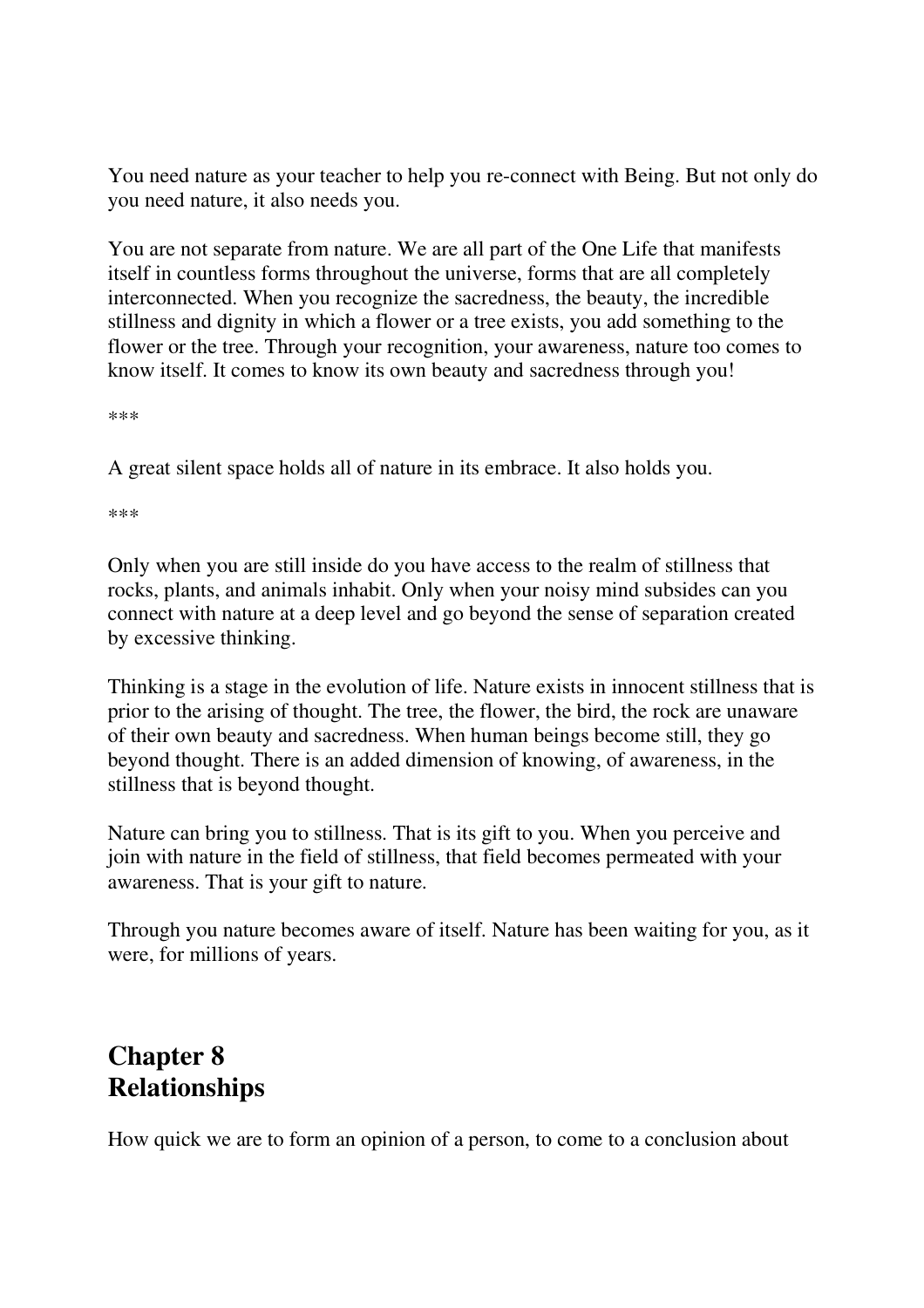You need nature as your teacher to help you re-connect with Being. But not only do you need nature, it also needs you.

You are not separate from nature. We are all part of the One Life that manifests itself in countless forms throughout the universe, forms that are all completely interconnected. When you recognize the sacredness, the beauty, the incredible stillness and dignity in which a flower or a tree exists, you add something to the flower or the tree. Through your recognition, your awareness, nature too comes to know itself. It comes to know its own beauty and sacredness through you!

\*\*\*

A great silent space holds all of nature in its embrace. It also holds you.

\*\*\*

Only when you are still inside do you have access to the realm of stillness that rocks, plants, and animals inhabit. Only when your noisy mind subsides can you connect with nature at a deep level and go beyond the sense of separation created by excessive thinking.

Thinking is a stage in the evolution of life. Nature exists in innocent stillness that is prior to the arising of thought. The tree, the flower, the bird, the rock are unaware of their own beauty and sacredness. When human beings become still, they go beyond thought. There is an added dimension of knowing, of awareness, in the stillness that is beyond thought.

Nature can bring you to stillness. That is its gift to you. When you perceive and join with nature in the field of stillness, that field becomes permeated with your awareness. That is your gift to nature.

Through you nature becomes aware of itself. Nature has been waiting for you, as it were, for millions of years.

## Chapter 8
## Relationships

How quick we are to form an opinion of a person, to come to a conclusion about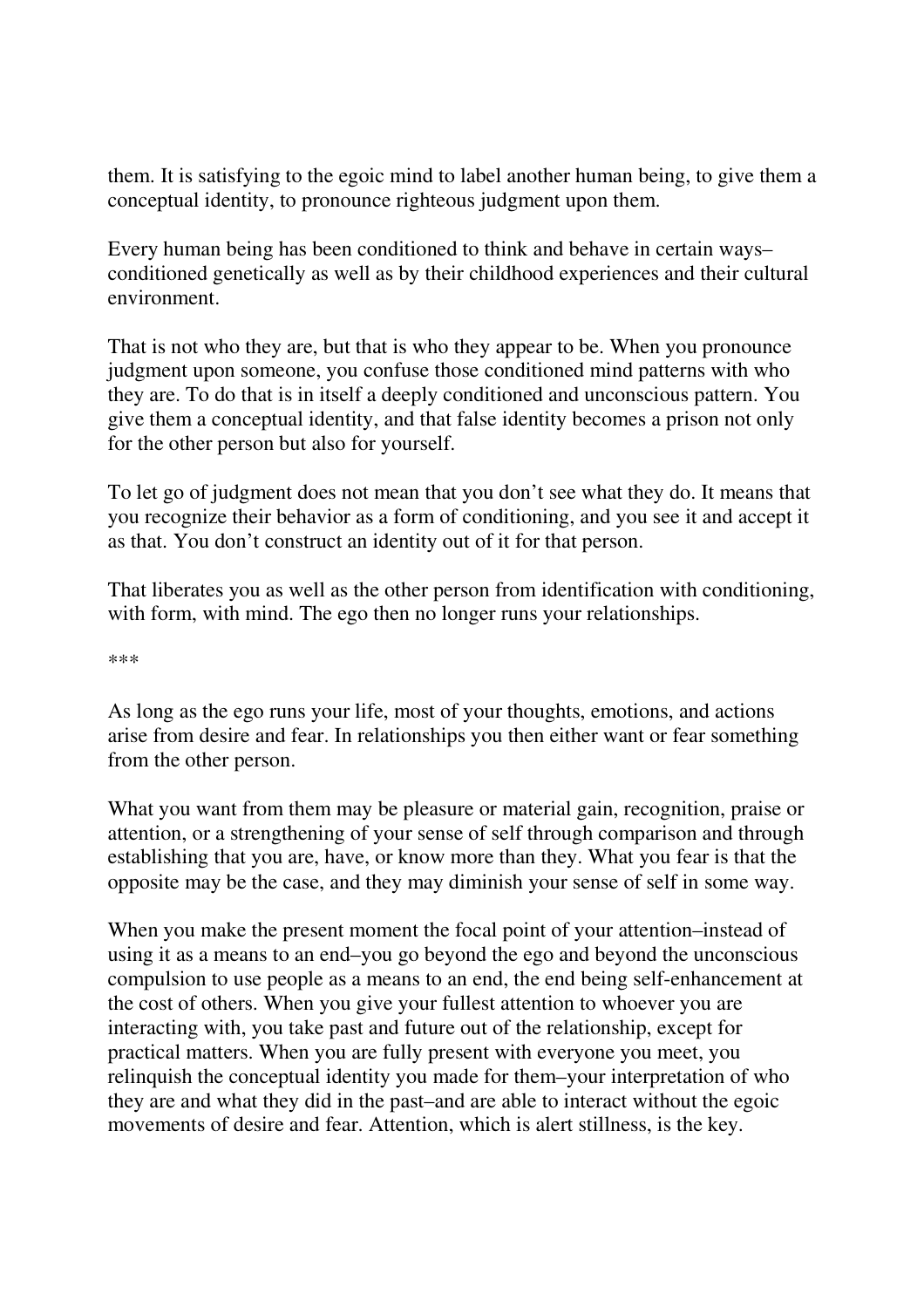them. It is satisfying to the egoic mind to label another human being, to give them a conceptual identity, to pronounce righteous judgment upon them.

Every human being has been conditioned to think and behave in certain ways–conditioned genetically as well as by their childhood experiences and their cultural environment.

That is not who they are, but that is who they appear to be. When you pronounce judgment upon someone, you confuse those conditioned mind patterns with who they are. To do that is in itself a deeply conditioned and unconscious pattern. You give them a conceptual identity, and that false identity becomes a prison not only for the other person but also for yourself.

To let go of judgment does not mean that you don't see what they do. It means that you recognize their behavior as a form of conditioning, and you see it and accept it as that. You don't construct an identity out of it for that person.

That liberates you as well as the other person from identification with conditioning, with form, with mind. The ego then no longer runs your relationships.

***

As long as the ego runs your life, most of your thoughts, emotions, and actions arise from desire and fear. In relationships you then either want or fear something from the other person.

What you want from them may be pleasure or material gain, recognition, praise or attention, or a strengthening of your sense of self through comparison and through establishing that you are, have, or know more than they. What you fear is that the opposite may be the case, and they may diminish your sense of self in some way.

When you make the present moment the focal point of your attention–instead of using it as a means to an end–you go beyond the ego and beyond the unconscious compulsion to use people as a means to an end, the end being self-enhancement at the cost of others. When you give your fullest attention to whoever you are interacting with, you take past and future out of the relationship, except for practical matters. When you are fully present with everyone you meet, you relinquish the conceptual identity you made for them–your interpretation of who they are and what they did in the past–and are able to interact without the egoic movements of desire and fear. Attention, which is alert stillness, is the key.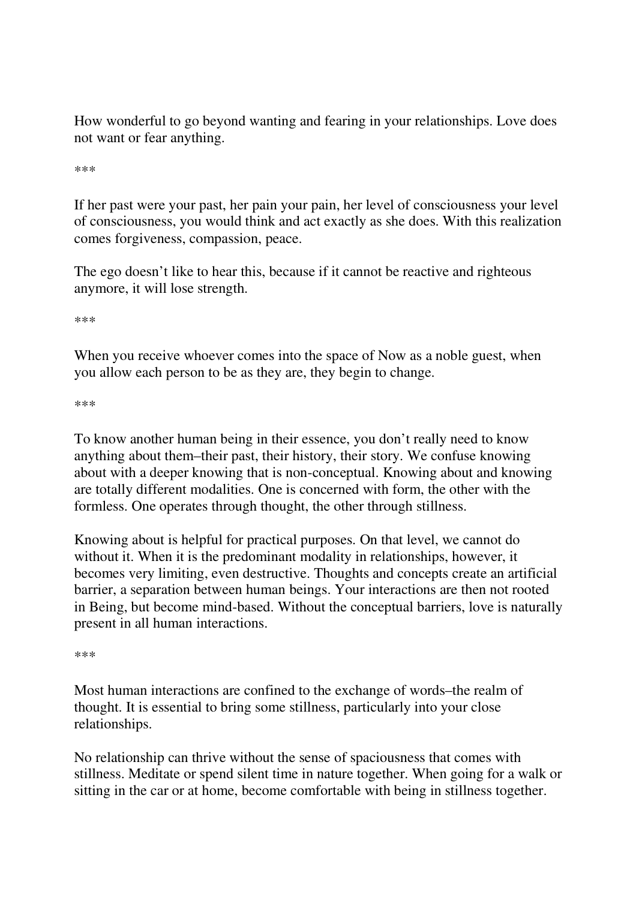How wonderful to go beyond wanting and fearing in your relationships. Love does not want or fear anything.

***

If her past were your past, her pain your pain, her level of consciousness your level of consciousness, you would think and act exactly as she does. With this realization comes forgiveness, compassion, peace.

The ego doesn't like to hear this, because if it cannot be reactive and righteous anymore, it will lose strength.

***

When you receive whoever comes into the space of Now as a noble guest, when you allow each person to be as they are, they begin to change.

***

To know another human being in their essence, you don't really need to know anything about them–their past, their history, their story. We confuse knowing about with a deeper knowing that is non-conceptual. Knowing about and knowing are totally different modalities. One is concerned with form, the other with the formless. One operates through thought, the other through stillness.

Knowing about is helpful for practical purposes. On that level, we cannot do without it. When it is the predominant modality in relationships, however, it becomes very limiting, even destructive. Thoughts and concepts create an artificial barrier, a separation between human beings. Your interactions are then not rooted in Being, but become mind-based. Without the conceptual barriers, love is naturally present in all human interactions.

***

Most human interactions are confined to the exchange of words–the realm of thought. It is essential to bring some stillness, particularly into your close relationships.

No relationship can thrive without the sense of spaciousness that comes with stillness. Meditate or spend silent time in nature together. When going for a walk or sitting in the car or at home, become comfortable with being in stillness together.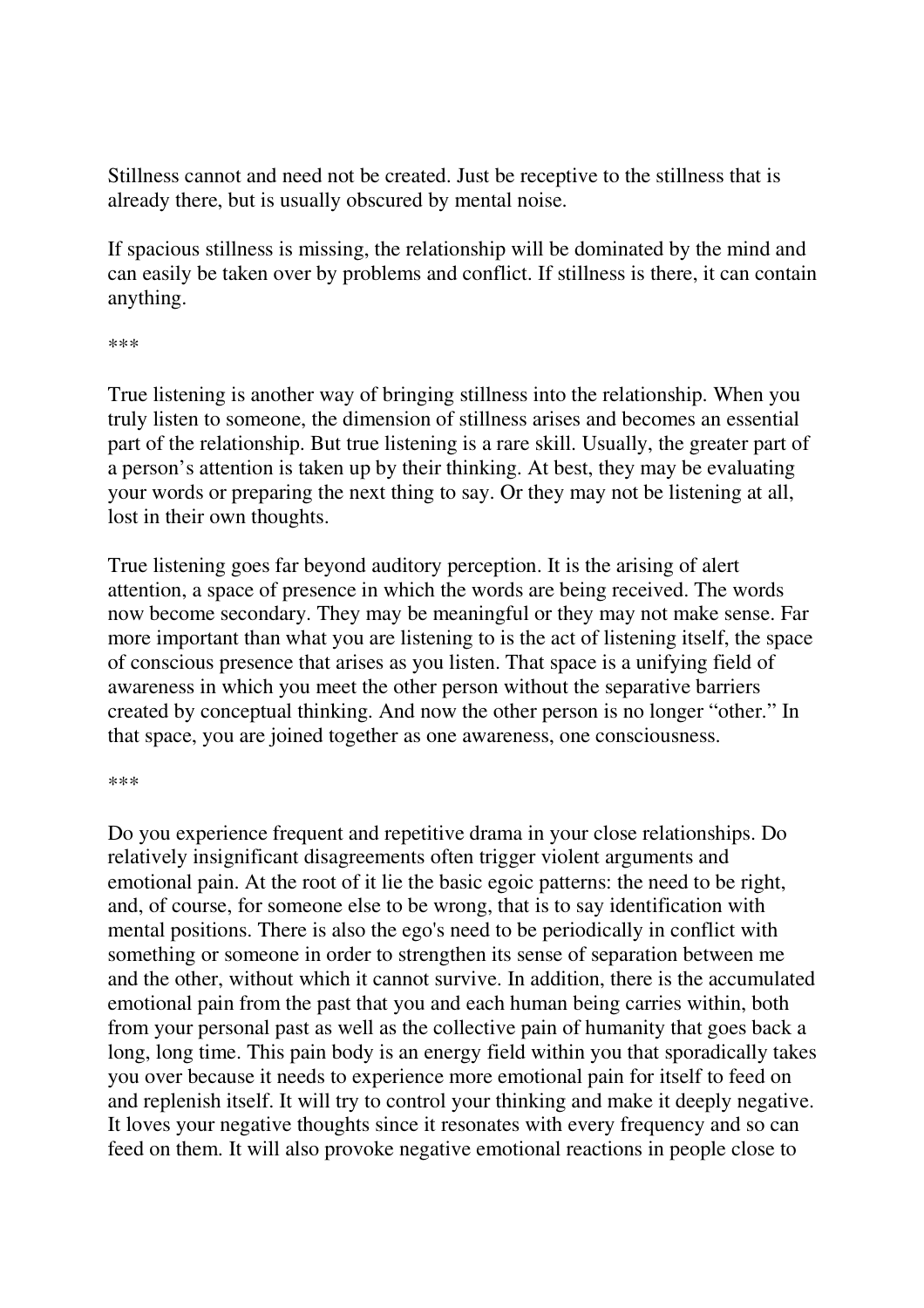Stillness cannot and need not be created. Just be receptive to the stillness that is already there, but is usually obscured by mental noise.

If spacious stillness is missing, the relationship will be dominated by the mind and can easily be taken over by problems and conflict. If stillness is there, it can contain anything.

***

True listening is another way of bringing stillness into the relationship. When you truly listen to someone, the dimension of stillness arises and becomes an essential part of the relationship. But true listening is a rare skill. Usually, the greater part of a person's attention is taken up by their thinking. At best, they may be evaluating your words or preparing the next thing to say. Or they may not be listening at all, lost in their own thoughts.

True listening goes far beyond auditory perception. It is the arising of alert attention, a space of presence in which the words are being received. The words now become secondary. They may be meaningful or they may not make sense. Far more important than what you are listening to is the act of listening itself, the space of conscious presence that arises as you listen. That space is a unifying field of awareness in which you meet the other person without the separative barriers created by conceptual thinking. And now the other person is no longer "other." In that space, you are joined together as one awareness, one consciousness.

***

Do you experience frequent and repetitive drama in your close relationships. Do relatively insignificant disagreements often trigger violent arguments and emotional pain. At the root of it lie the basic egoic patterns: the need to be right, and, of course, for someone else to be wrong, that is to say identification with mental positions. There is also the ego's need to be periodically in conflict with something or someone in order to strengthen its sense of separation between me and the other, without which it cannot survive. In addition, there is the accumulated emotional pain from the past that you and each human being carries within, both from your personal past as well as the collective pain of humanity that goes back a long, long time. This pain body is an energy field within you that sporadically takes you over because it needs to experience more emotional pain for itself to feed on and replenish itself. It will try to control your thinking and make it deeply negative. It loves your negative thoughts since it resonates with every frequency and so can feed on them. It will also provoke negative emotional reactions in people close to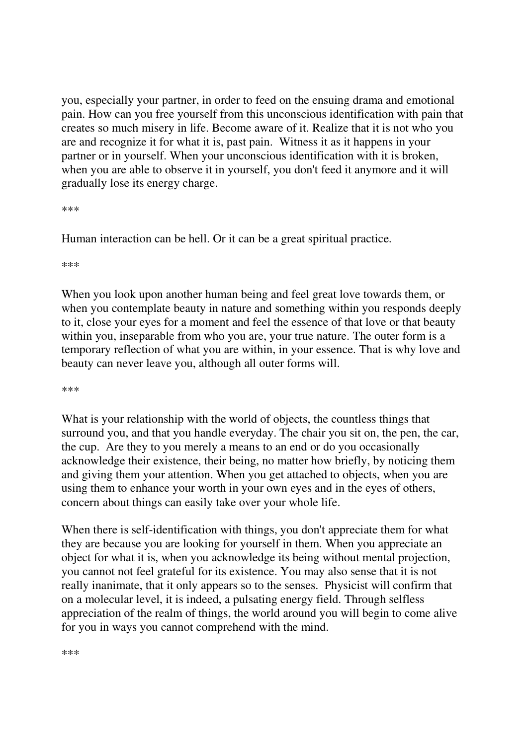you, especially your partner, in order to feed on the ensuing drama and emotional pain. How can you free yourself from this unconscious identification with pain that creates so much misery in life. Become aware of it. Realize that it is not who you are and recognize it for what it is, past pain. Witness it as it happens in your partner or in yourself. When your unconscious identification with it is broken, when you are able to observe it in yourself, you don't feed it anymore and it will gradually lose its energy charge.

***

Human interaction can be hell. Or it can be a great spiritual practice.

***

When you look upon another human being and feel great love towards them, or when you contemplate beauty in nature and something within you responds deeply to it, close your eyes for a moment and feel the essence of that love or that beauty within you, inseparable from who you are, your true nature. The outer form is a temporary reflection of what you are within, in your essence. That is why love and beauty can never leave you, although all outer forms will.

***

What is your relationship with the world of objects, the countless things that surround you, and that you handle everyday. The chair you sit on, the pen, the car, the cup. Are they to you merely a means to an end or do you occasionally acknowledge their existence, their being, no matter how briefly, by noticing them and giving them your attention. When you get attached to objects, when you are using them to enhance your worth in your own eyes and in the eyes of others, concern about things can easily take over your whole life.

When there is self-identification with things, you don't appreciate them for what they are because you are looking for yourself in them. When you appreciate an object for what it is, when you acknowledge its being without mental projection, you cannot not feel grateful for its existence. You may also sense that it is not really inanimate, that it only appears so to the senses. Physicist will confirm that on a molecular level, it is indeed, a pulsating energy field. Through selfless appreciation of the realm of things, the world around you will begin to come alive for you in ways you cannot comprehend with the mind.

***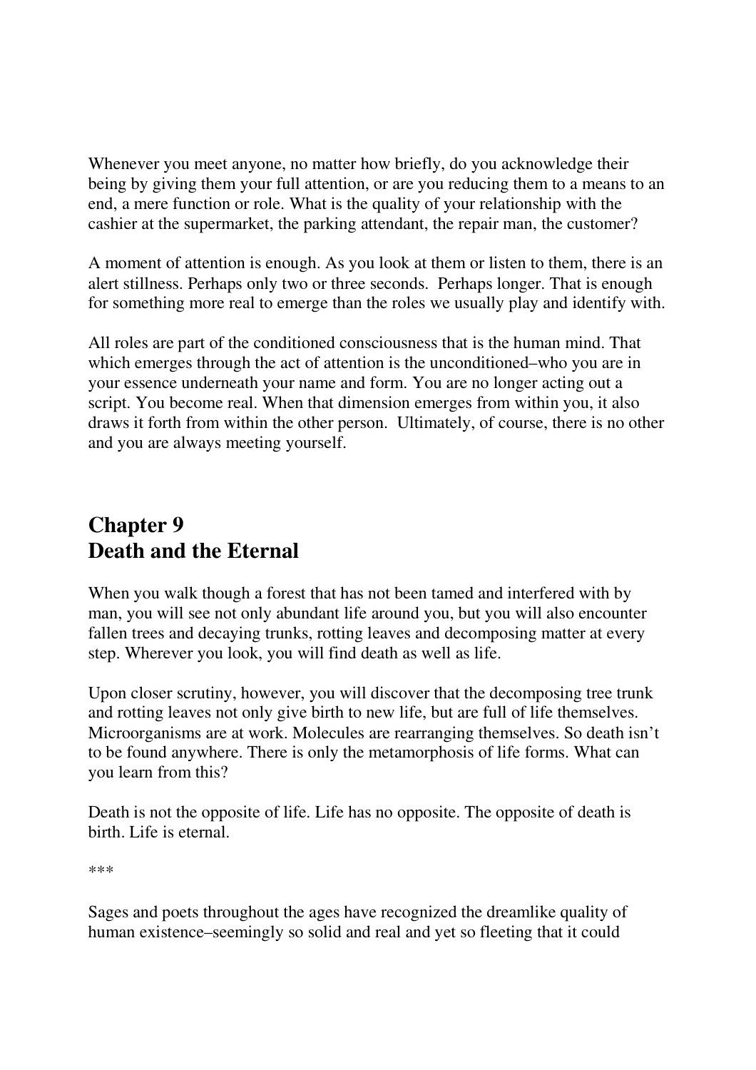Whenever you meet anyone, no matter how briefly, do you acknowledge their being by giving them your full attention, or are you reducing them to a means to an end, a mere function or role. What is the quality of your relationship with the cashier at the supermarket, the parking attendant, the repair man, the customer?

A moment of attention is enough. As you look at them or listen to them, there is an alert stillness. Perhaps only two or three seconds. Perhaps longer. That is enough for something more real to emerge than the roles we usually play and identify with.

All roles are part of the conditioned consciousness that is the human mind. That which emerges through the act of attention is the unconditioned–who you are in your essence underneath your name and form. You are no longer acting out a script. You become real. When that dimension emerges from within you, it also draws it forth from within the other person. Ultimately, of course, there is no other and you are always meeting yourself.

## Chapter 9
## Death and the Eternal

When you walk though a forest that has not been tamed and interfered with by man, you will see not only abundant life around you, but you will also encounter fallen trees and decaying trunks, rotting leaves and decomposing matter at every step. Wherever you look, you will find death as well as life.

Upon closer scrutiny, however, you will discover that the decomposing tree trunk and rotting leaves not only give birth to new life, but are full of life themselves. Microorganisms are at work. Molecules are rearranging themselves. So death isn't to be found anywhere. There is only the metamorphosis of life forms. What can you learn from this?

Death is not the opposite of life. Life has no opposite. The opposite of death is birth. Life is eternal.

***

Sages and poets throughout the ages have recognized the dreamlike quality of human existence–seemingly so solid and real and yet so fleeting that it could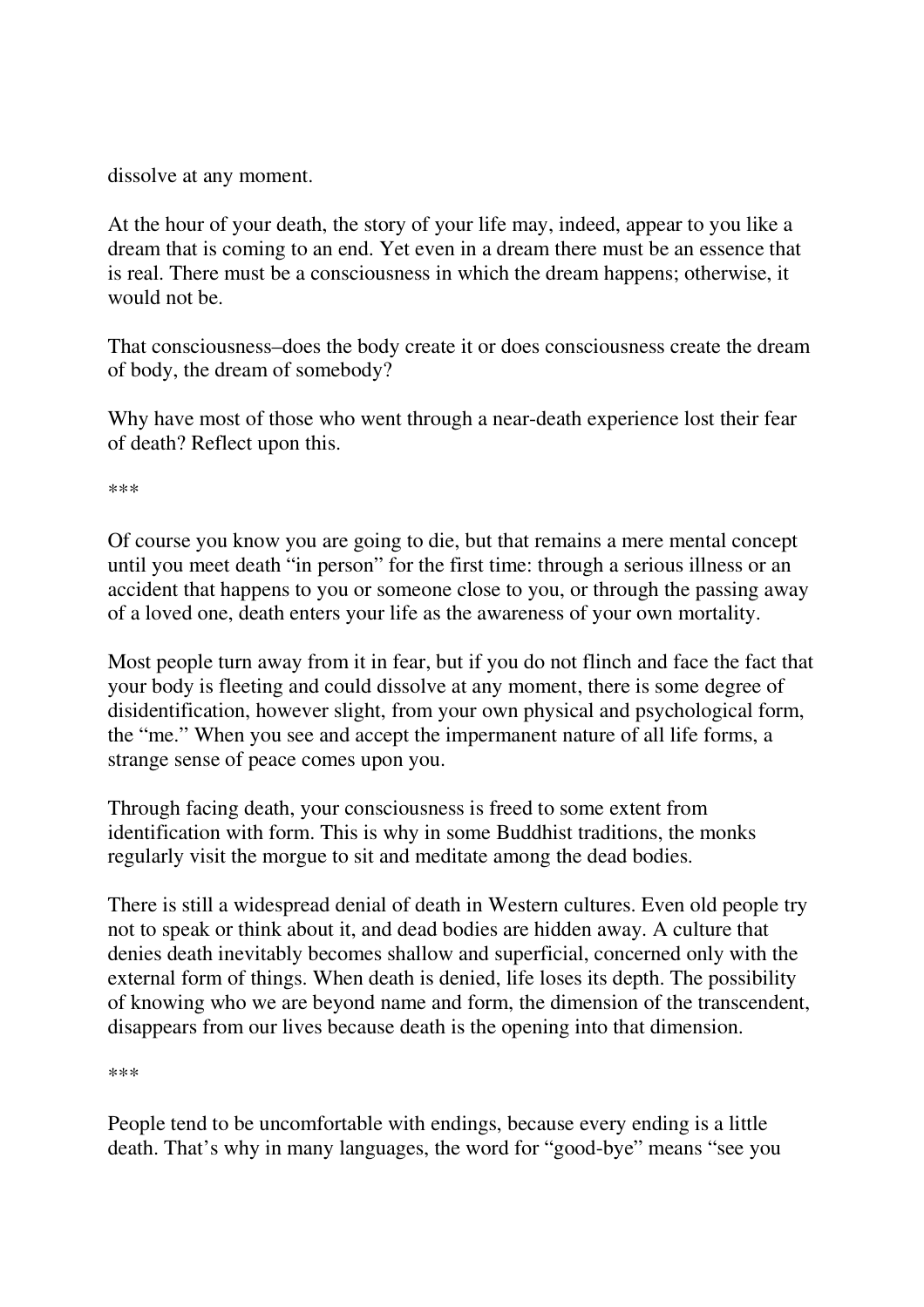dissolve at any moment.

At the hour of your death, the story of your life may, indeed, appear to you like a dream that is coming to an end. Yet even in a dream there must be an essence that is real. There must be a consciousness in which the dream happens; otherwise, it would not be.

That consciousness–does the body create it or does consciousness create the dream of body, the dream of somebody?

Why have most of those who went through a near-death experience lost their fear of death? Reflect upon this.

***

Of course you know you are going to die, but that remains a mere mental concept until you meet death "in person" for the first time: through a serious illness or an accident that happens to you or someone close to you, or through the passing away of a loved one, death enters your life as the awareness of your own mortality.

Most people turn away from it in fear, but if you do not flinch and face the fact that your body is fleeting and could dissolve at any moment, there is some degree of disidentification, however slight, from your own physical and psychological form, the "me." When you see and accept the impermanent nature of all life forms, a strange sense of peace comes upon you.

Through facing death, your consciousness is freed to some extent from identification with form. This is why in some Buddhist traditions, the monks regularly visit the morgue to sit and meditate among the dead bodies.

There is still a widespread denial of death in Western cultures. Even old people try not to speak or think about it, and dead bodies are hidden away. A culture that denies death inevitably becomes shallow and superficial, concerned only with the external form of things. When death is denied, life loses its depth. The possibility of knowing who we are beyond name and form, the dimension of the transcendent, disappears from our lives because death is the opening into that dimension.

***

People tend to be uncomfortable with endings, because every ending is a little death. That's why in many languages, the word for "good-bye" means "see you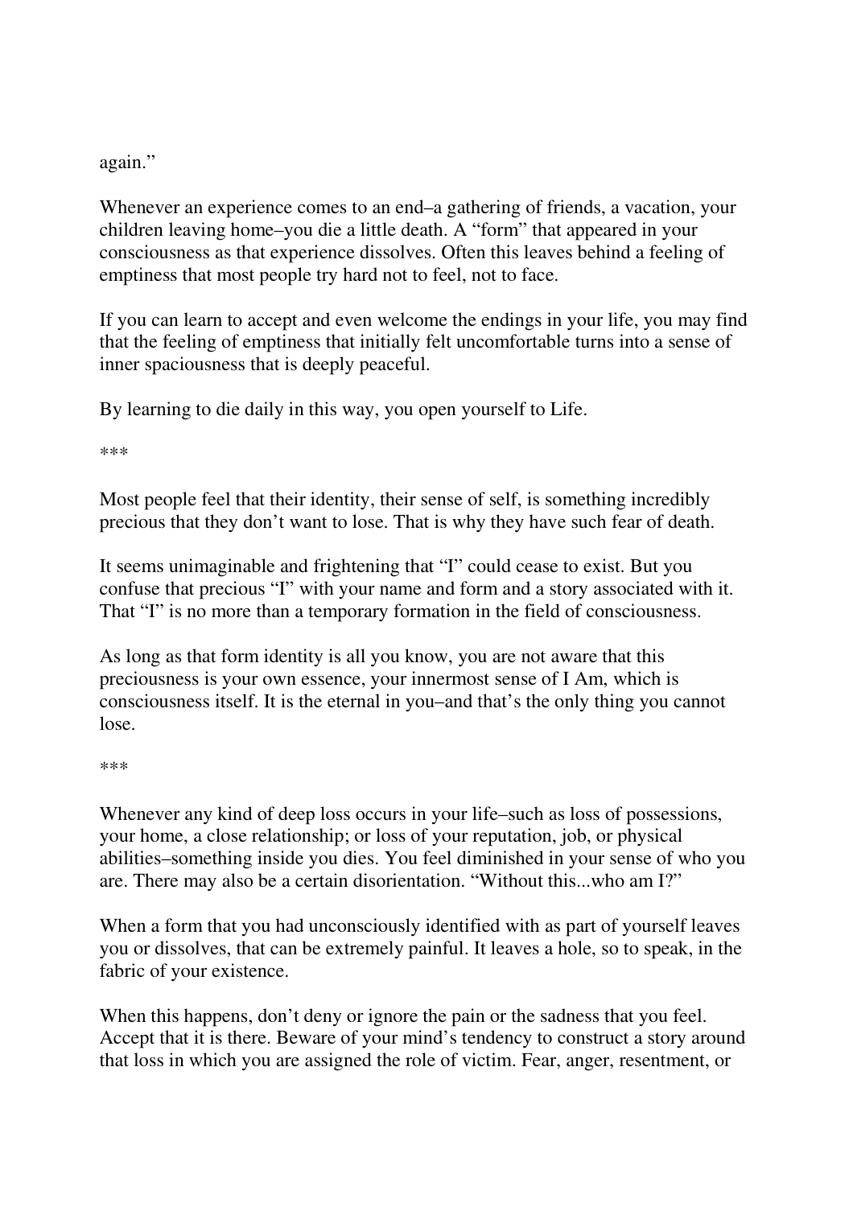again."

Whenever an experience comes to an end–a gathering of friends, a vacation, your children leaving home–you die a little death. A "form" that appeared in your consciousness as that experience dissolves. Often this leaves behind a feeling of emptiness that most people try hard not to feel, not to face.

If you can learn to accept and even welcome the endings in your life, you may find that the feeling of emptiness that initially felt uncomfortable turns into a sense of inner spaciousness that is deeply peaceful.

By learning to die daily in this way, you open yourself to Life.

***

Most people feel that their identity, their sense of self, is something incredibly precious that they don't want to lose. That is why they have such fear of death.

It seems unimaginable and frightening that "I" could cease to exist. But you confuse that precious "I" with your name and form and a story associated with it. That "I" is no more than a temporary formation in the field of consciousness.

As long as that form identity is all you know, you are not aware that this preciousness is your own essence, your innermost sense of I Am, which is consciousness itself. It is the eternal in you–and that's the only thing you cannot lose.

***

Whenever any kind of deep loss occurs in your life–such as loss of possessions, your home, a close relationship; or loss of your reputation, job, or physical abilities–something inside you dies. You feel diminished in your sense of who you are. There may also be a certain disorientation. "Without this...who am I?"

When a form that you had unconsciously identified with as part of yourself leaves you or dissolves, that can be extremely painful. It leaves a hole, so to speak, in the fabric of your existence.

When this happens, don't deny or ignore the pain or the sadness that you feel. Accept that it is there. Beware of your mind's tendency to construct a story around that loss in which you are assigned the role of victim. Fear, anger, resentment, or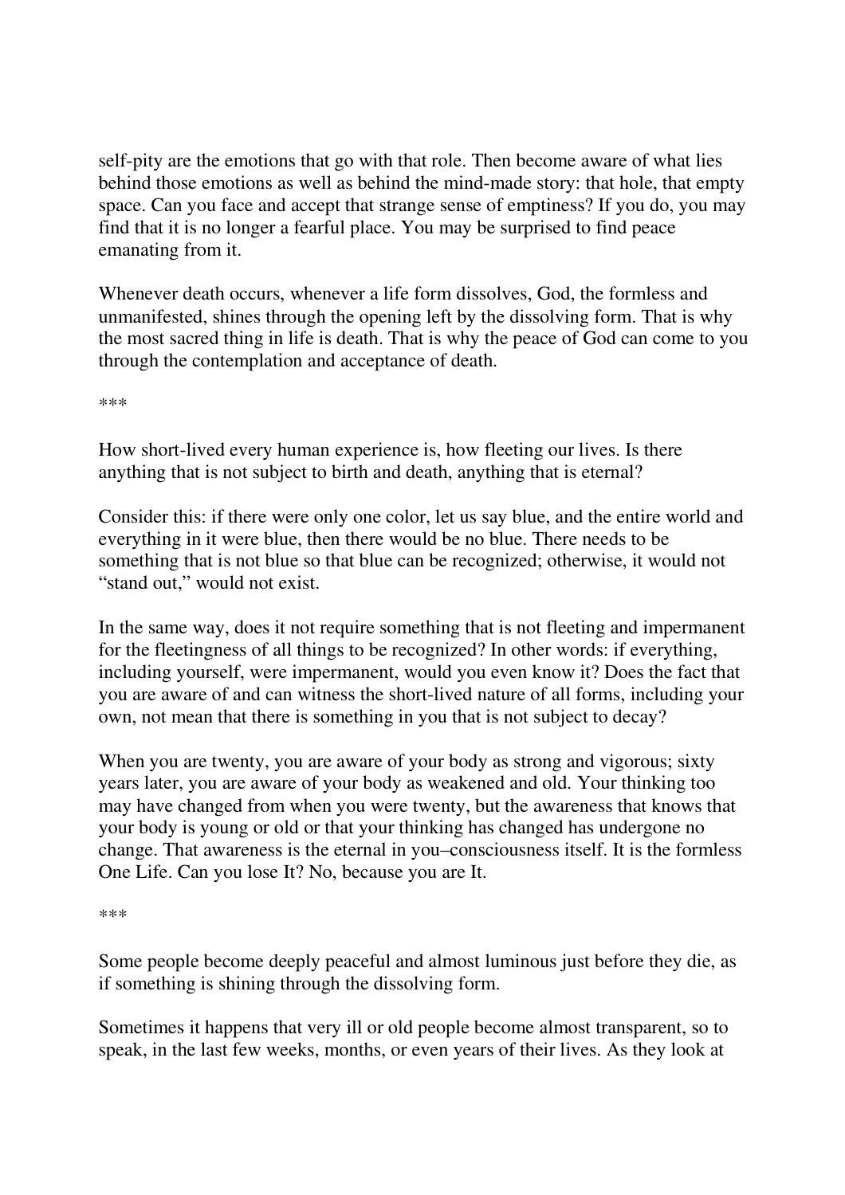self-pity are the emotions that go with that role. Then become aware of what lies behind those emotions as well as behind the mind-made story: that hole, that empty space. Can you face and accept that strange sense of emptiness? If you do, you may find that it is no longer a fearful place. You may be surprised to find peace emanating from it.

Whenever death occurs, whenever a life form dissolves, God, the formless and unmanifested, shines through the opening left by the dissolving form. That is why the most sacred thing in life is death. That is why the peace of God can come to you through the contemplation and acceptance of death.

***

How short-lived every human experience is, how fleeting our lives. Is there anything that is not subject to birth and death, anything that is eternal?

Consider this: if there were only one color, let us say blue, and the entire world and everything in it were blue, then there would be no blue. There needs to be something that is not blue so that blue can be recognized; otherwise, it would not "stand out," would not exist.

In the same way, does it not require something that is not fleeting and impermanent for the fleetingness of all things to be recognized? In other words: if everything, including yourself, were impermanent, would you even know it? Does the fact that you are aware of and can witness the short-lived nature of all forms, including your own, not mean that there is something in you that is not subject to decay?

When you are twenty, you are aware of your body as strong and vigorous; sixty years later, you are aware of your body as weakened and old. Your thinking too may have changed from when you were twenty, but the awareness that knows that your body is young or old or that your thinking has changed has undergone no change. That awareness is the eternal in you–consciousness itself. It is the formless One Life. Can you lose It? No, because you are It.

***

Some people become deeply peaceful and almost luminous just before they die, as if something is shining through the dissolving form.

Sometimes it happens that very ill or old people become almost transparent, so to speak, in the last few weeks, months, or even years of their lives. As they look at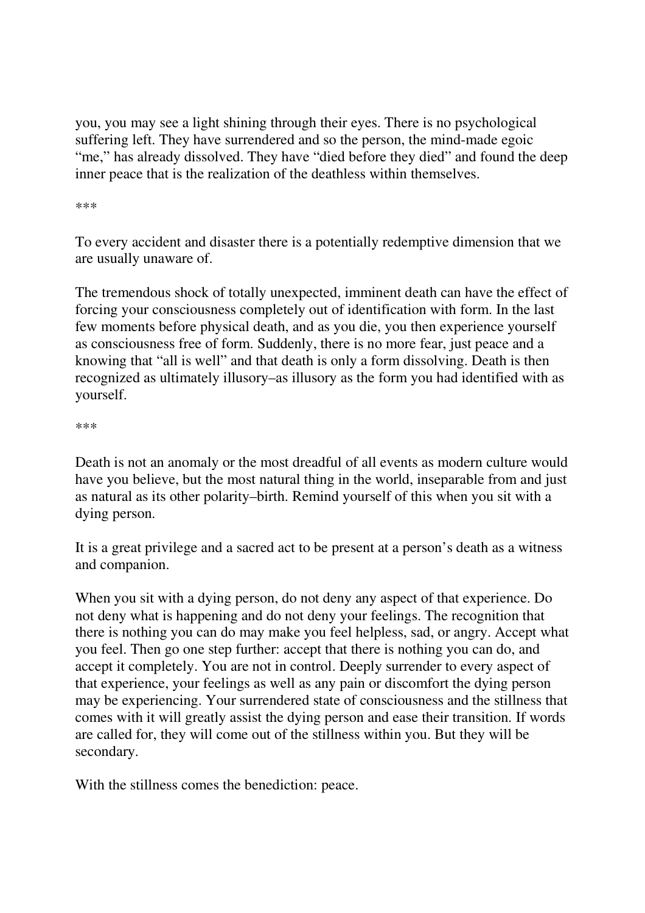you, you may see a light shining through their eyes. There is no psychological suffering left. They have surrendered and so the person, the mind-made egoic "me," has already dissolved. They have "died before they died" and found the deep inner peace that is the realization of the deathless within themselves.

***

To every accident and disaster there is a potentially redemptive dimension that we are usually unaware of.

The tremendous shock of totally unexpected, imminent death can have the effect of forcing your consciousness completely out of identification with form. In the last few moments before physical death, and as you die, you then experience yourself as consciousness free of form. Suddenly, there is no more fear, just peace and a knowing that "all is well" and that death is only a form dissolving. Death is then recognized as ultimately illusory–as illusory as the form you had identified with as yourself.

***

Death is not an anomaly or the most dreadful of all events as modern culture would have you believe, but the most natural thing in the world, inseparable from and just as natural as its other polarity–birth. Remind yourself of this when you sit with a dying person.

It is a great privilege and a sacred act to be present at a person's death as a witness and companion.

When you sit with a dying person, do not deny any aspect of that experience. Do not deny what is happening and do not deny your feelings. The recognition that there is nothing you can do may make you feel helpless, sad, or angry. Accept what you feel. Then go one step further: accept that there is nothing you can do, and accept it completely. You are not in control. Deeply surrender to every aspect of that experience, your feelings as well as any pain or discomfort the dying person may be experiencing. Your surrendered state of consciousness and the stillness that comes with it will greatly assist the dying person and ease their transition. If words are called for, they will come out of the stillness within you. But they will be secondary.

With the stillness comes the benediction: peace.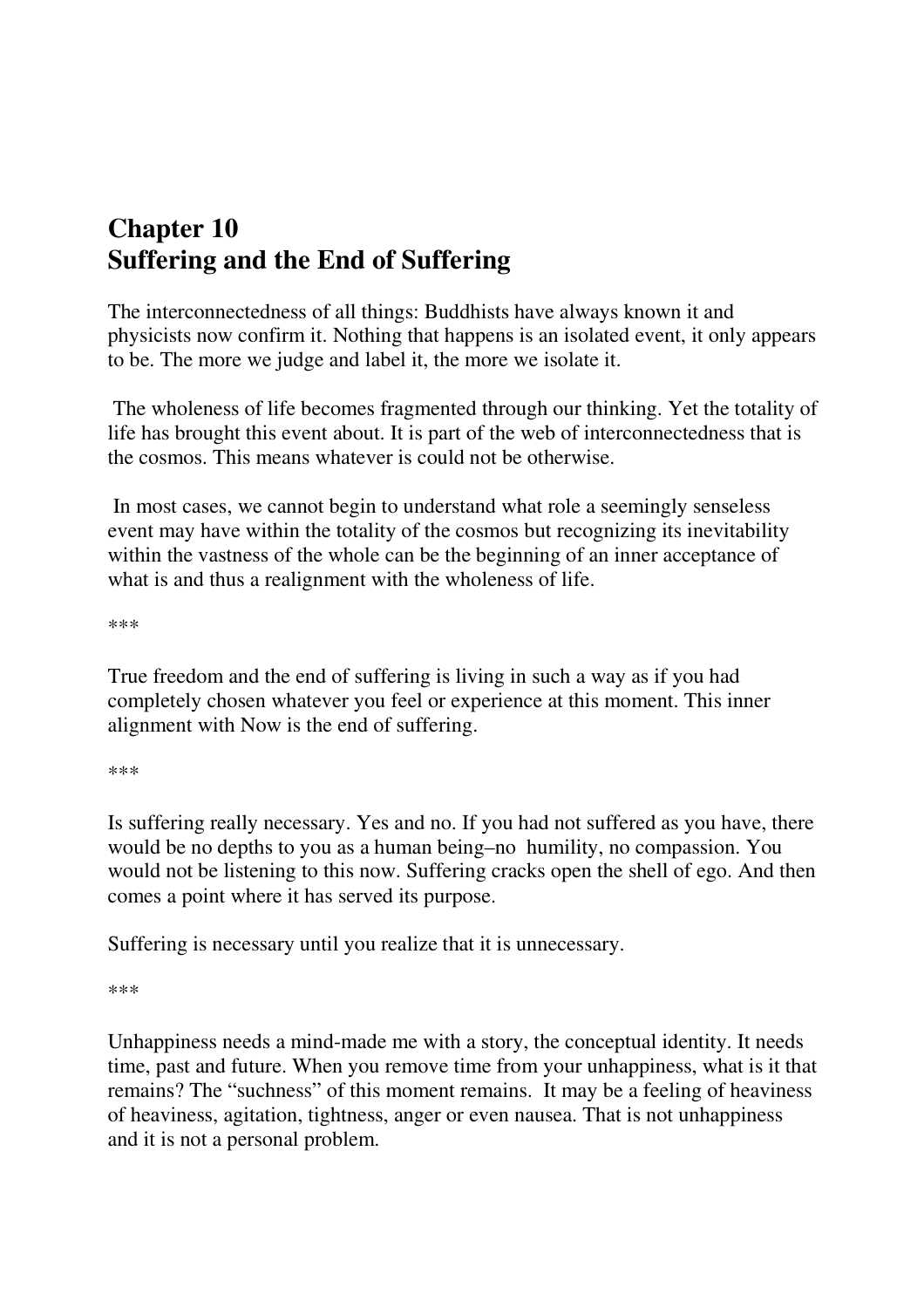# Chapter 10
# Suffering and the End of Suffering

The interconnectedness of all things: Buddhists have always known it and physicists now confirm it. Nothing that happens is an isolated event, it only appears to be. The more we judge and label it, the more we isolate it.

The wholeness of life becomes fragmented through our thinking. Yet the totality of life has brought this event about. It is part of the web of interconnectedness that is the cosmos. This means whatever is could not be otherwise.

In most cases, we cannot begin to understand what role a seemingly senseless event may have within the totality of the cosmos but recognizing its inevitability within the vastness of the whole can be the beginning of an inner acceptance of what is and thus a realignment with the wholeness of life.

***

True freedom and the end of suffering is living in such a way as if you had completely chosen whatever you feel or experience at this moment. This inner alignment with Now is the end of suffering.

***

Is suffering really necessary. Yes and no. If you had not suffered as you have, there would be no depths to you as a human being–no humility, no compassion. You would not be listening to this now. Suffering cracks open the shell of ego. And then comes a point where it has served its purpose.

Suffering is necessary until you realize that it is unnecessary.

***

Unhappiness needs a mind-made me with a story, the conceptual identity. It needs time, past and future. When you remove time from your unhappiness, what is it that remains? The "suchness" of this moment remains. It may be a feeling of heaviness of heaviness, agitation, tightness, anger or even nausea. That is not unhappiness and it is not a personal problem.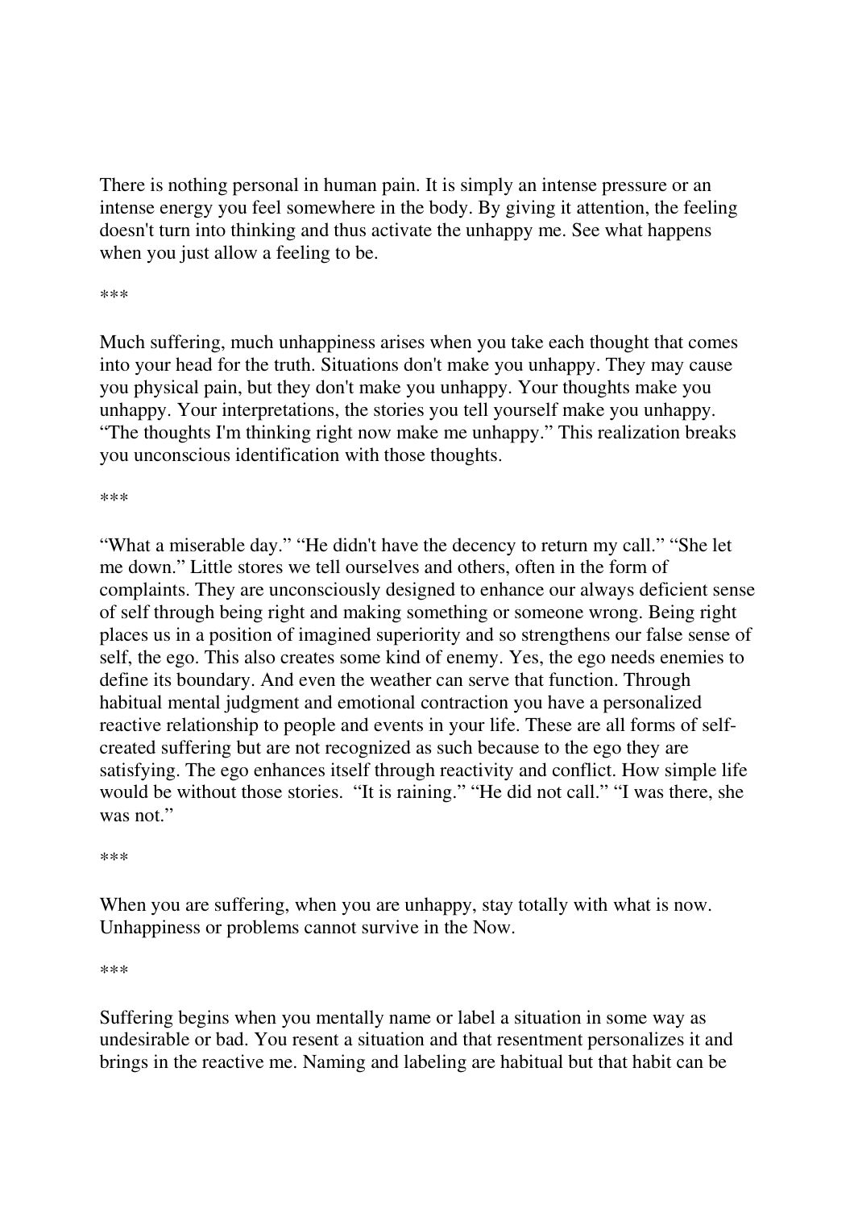There is nothing personal in human pain. It is simply an intense pressure or an intense energy you feel somewhere in the body. By giving it attention, the feeling doesn't turn into thinking and thus activate the unhappy me. See what happens when you just allow a feeling to be.

***

Much suffering, much unhappiness arises when you take each thought that comes into your head for the truth. Situations don't make you unhappy. They may cause you physical pain, but they don't make you unhappy. Your thoughts make you unhappy. Your interpretations, the stories you tell yourself make you unhappy. "The thoughts I'm thinking right now make me unhappy." This realization breaks you unconscious identification with those thoughts.

***

"What a miserable day." "He didn't have the decency to return my call." "She let me down." Little stores we tell ourselves and others, often in the form of complaints. They are unconsciously designed to enhance our always deficient sense of self through being right and making something or someone wrong. Being right places us in a position of imagined superiority and so strengthens our false sense of self, the ego. This also creates some kind of enemy. Yes, the ego needs enemies to define its boundary. And even the weather can serve that function. Through habitual mental judgment and emotional contraction you have a personalized reactive relationship to people and events in your life. These are all forms of self-created suffering but are not recognized as such because to the ego they are satisfying. The ego enhances itself through reactivity and conflict. How simple life would be without those stories. "It is raining." "He did not call." "I was there, she was not."

***

When you are suffering, when you are unhappy, stay totally with what is now. Unhappiness or problems cannot survive in the Now.

***

Suffering begins when you mentally name or label a situation in some way as undesirable or bad. You resent a situation and that resentment personalizes it and brings in the reactive me. Naming and labeling are habitual but that habit can be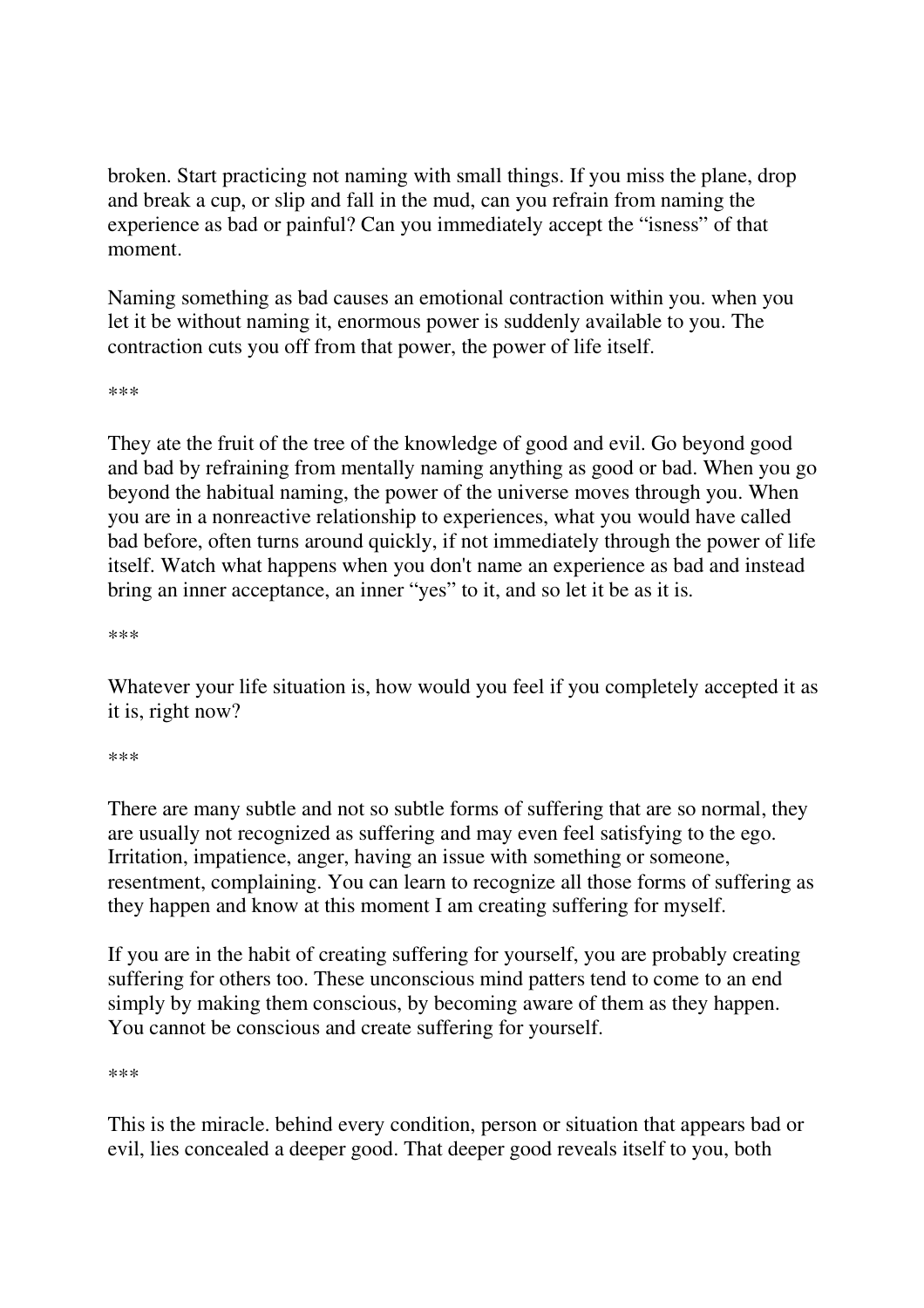broken. Start practicing not naming with small things. If you miss the plane, drop and break a cup, or slip and fall in the mud, can you refrain from naming the experience as bad or painful? Can you immediately accept the "isness" of that moment.

Naming something as bad causes an emotional contraction within you. when you let it be without naming it, enormous power is suddenly available to you. The contraction cuts you off from that power, the power of life itself.

***

They ate the fruit of the tree of the knowledge of good and evil. Go beyond good and bad by refraining from mentally naming anything as good or bad. When you go beyond the habitual naming, the power of the universe moves through you. When you are in a nonreactive relationship to experiences, what you would have called bad before, often turns around quickly, if not immediately through the power of life itself. Watch what happens when you don't name an experience as bad and instead bring an inner acceptance, an inner "yes" to it, and so let it be as it is.

***

Whatever your life situation is, how would you feel if you completely accepted it as it is, right now?

***

There are many subtle and not so subtle forms of suffering that are so normal, they are usually not recognized as suffering and may even feel satisfying to the ego. Irritation, impatience, anger, having an issue with something or someone, resentment, complaining. You can learn to recognize all those forms of suffering as they happen and know at this moment I am creating suffering for myself.

If you are in the habit of creating suffering for yourself, you are probably creating suffering for others too. These unconscious mind patters tend to come to an end simply by making them conscious, by becoming aware of them as they happen. You cannot be conscious and create suffering for yourself.

***

This is the miracle. behind every condition, person or situation that appears bad or evil, lies concealed a deeper good. That deeper good reveals itself to you, both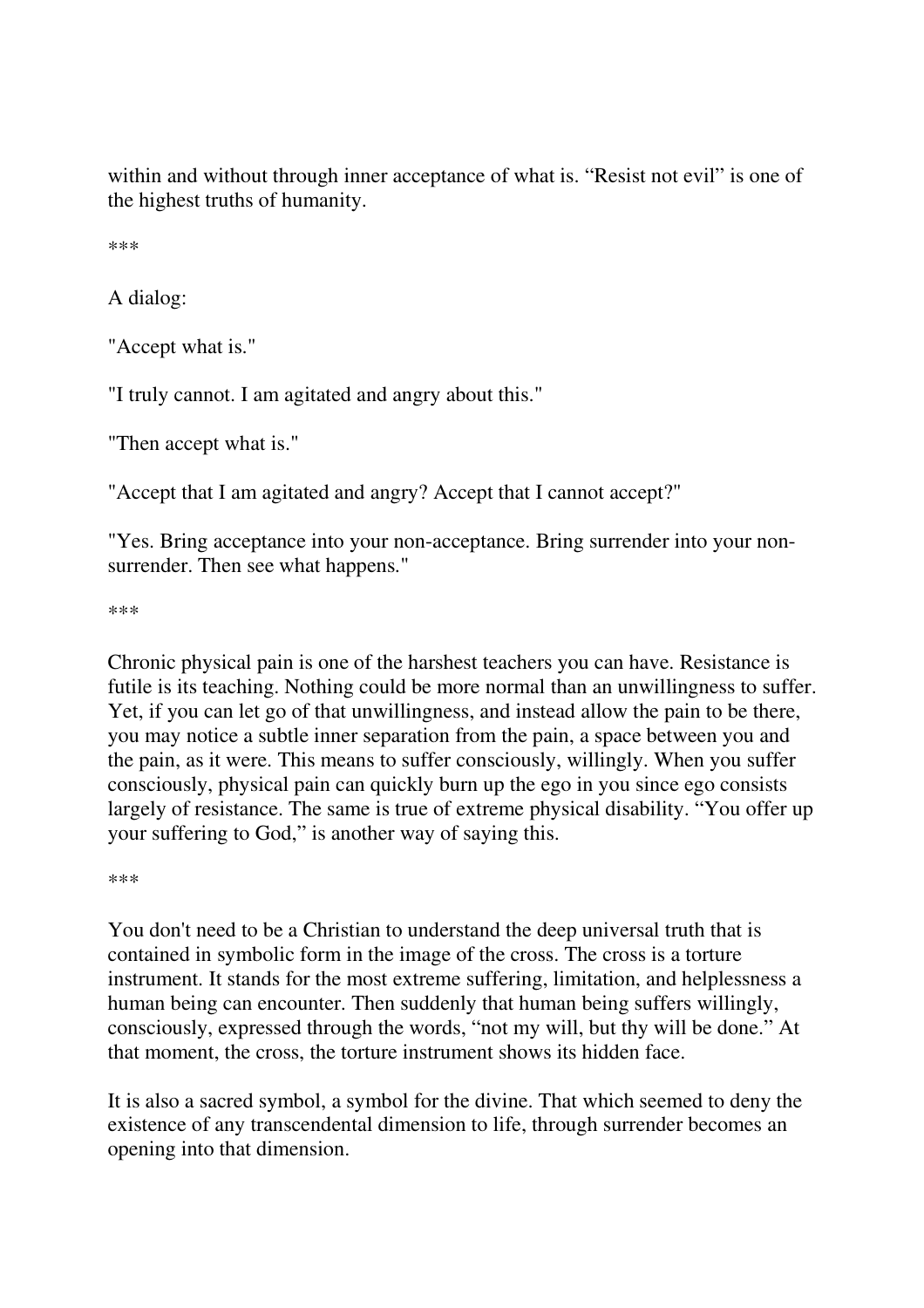within and without through inner acceptance of what is. “Resist not evil” is one of the highest truths of humanity.

***

A dialog:

"Accept what is."

"I truly cannot. I am agitated and angry about this."

"Then accept what is."

"Accept that I am agitated and angry? Accept that I cannot accept?"

"Yes. Bring acceptance into your non-acceptance. Bring surrender into your non-surrender. Then see what happens."

***

Chronic physical pain is one of the harshest teachers you can have. Resistance is futile is its teaching. Nothing could be more normal than an unwillingness to suffer. Yet, if you can let go of that unwillingness, and instead allow the pain to be there, you may notice a subtle inner separation from the pain, a space between you and the pain, as it were. This means to suffer consciously, willingly. When you suffer consciously, physical pain can quickly burn up the ego in you since ego consists largely of resistance. The same is true of extreme physical disability. “You offer up your suffering to God,” is another way of saying this.

***

You don't need to be a Christian to understand the deep universal truth that is contained in symbolic form in the image of the cross. The cross is a torture instrument. It stands for the most extreme suffering, limitation, and helplessness a human being can encounter. Then suddenly that human being suffers willingly, consciously, expressed through the words, “not my will, but thy will be done.” At that moment, the cross, the torture instrument shows its hidden face.

It is also a sacred symbol, a symbol for the divine. That which seemed to deny the existence of any transcendental dimension to life, through surrender becomes an opening into that dimension.